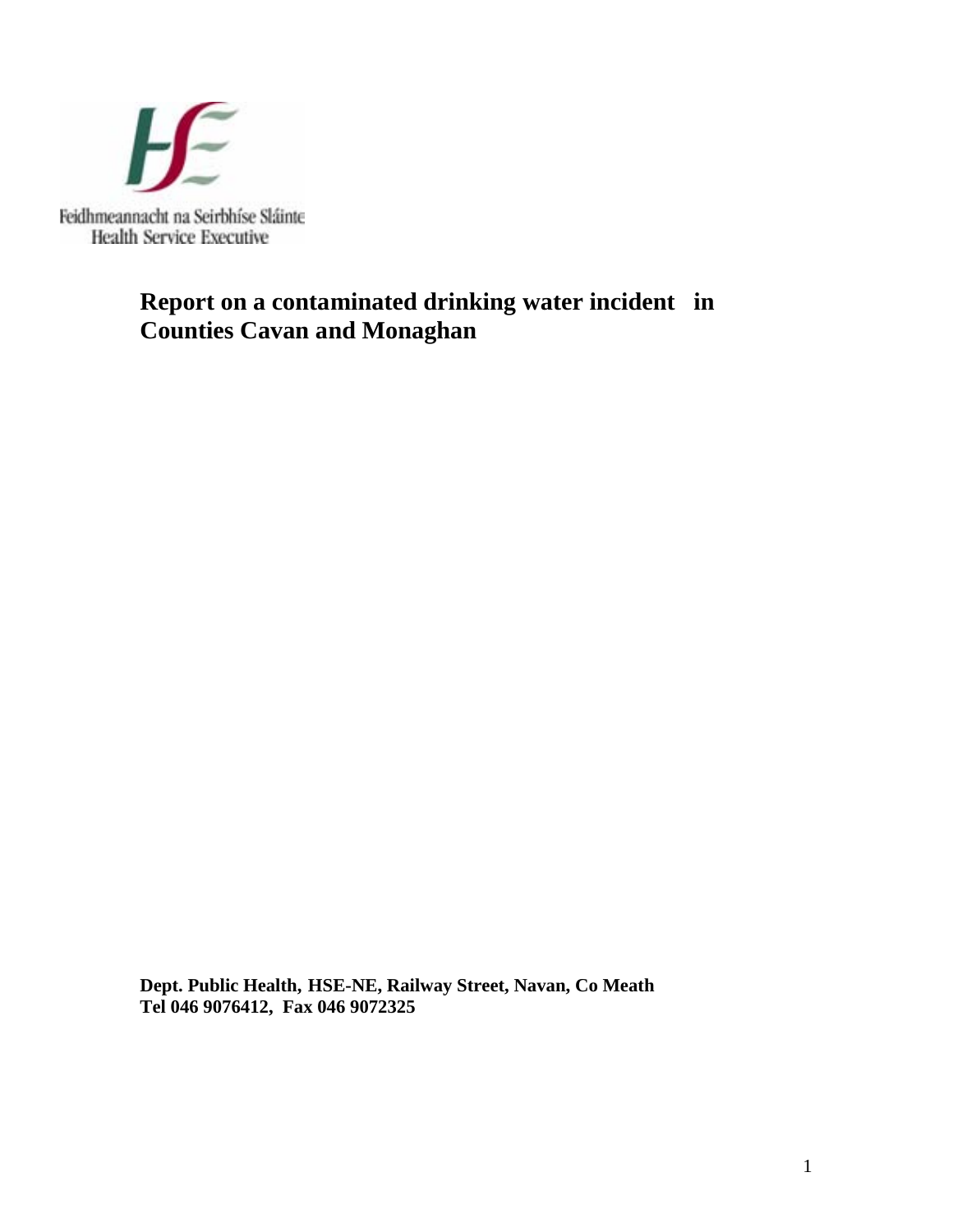Feidhmeannacht na Seirbhíse Sláinte
Health Service Executive

# Report on a contaminated drinking water incident in Counties Cavan and Monaghan

**Dept. Public Health, HSE-NE, Railway Street, Navan, Co Meath**
**Tel 046 9076412, Fax 046 9072325**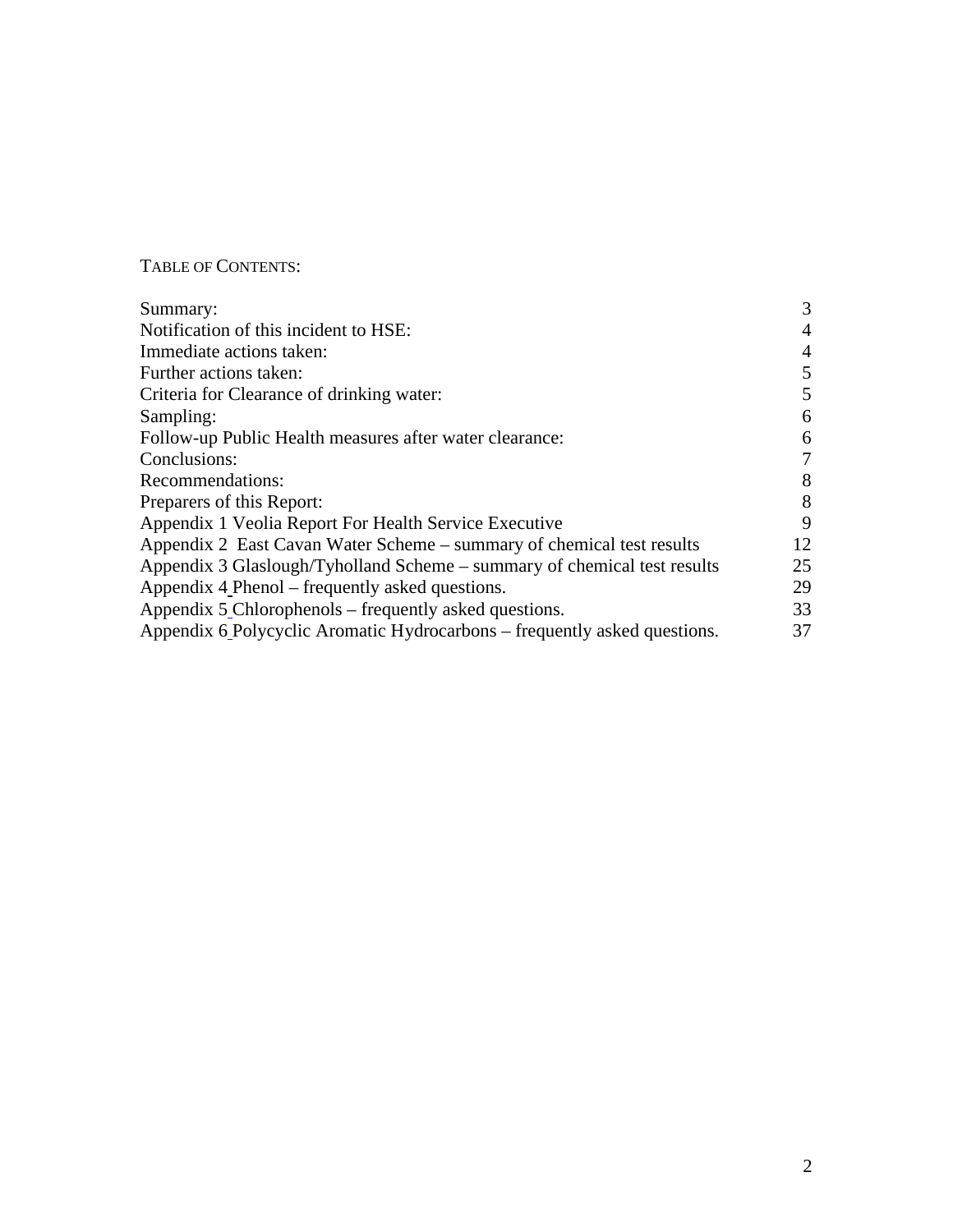TABLE OF CONTENTS:

| | |
|---|---|
| Summary: | 3 |
| Notification of this incident to HSE: | 4 |
| Immediate actions taken: | 4 |
| Further actions taken: | 5 |
| Criteria for Clearance of drinking water: | 5 |
| Sampling: | 6 |
| Follow-up Public Health measures after water clearance: | 6 |
| Conclusions: | 7 |
| Recommendations: | 8 |
| Preparers of this Report: | 8 |
| Appendix 1 Veolia Report For Health Service Executive | 9 |
| Appendix 2 East Cavan Water Scheme – summary of chemical test results | 12 |
| Appendix 3 Glaslough/Tyholland Scheme – summary of chemical test results | 25 |
| Appendix 4 Phenol – frequently asked questions. | 29 |
| Appendix 5 Chlorophenols – frequently asked questions. | 33 |
| Appendix 6 Polycyclic Aromatic Hydrocarbons – frequently asked questions. | 37 |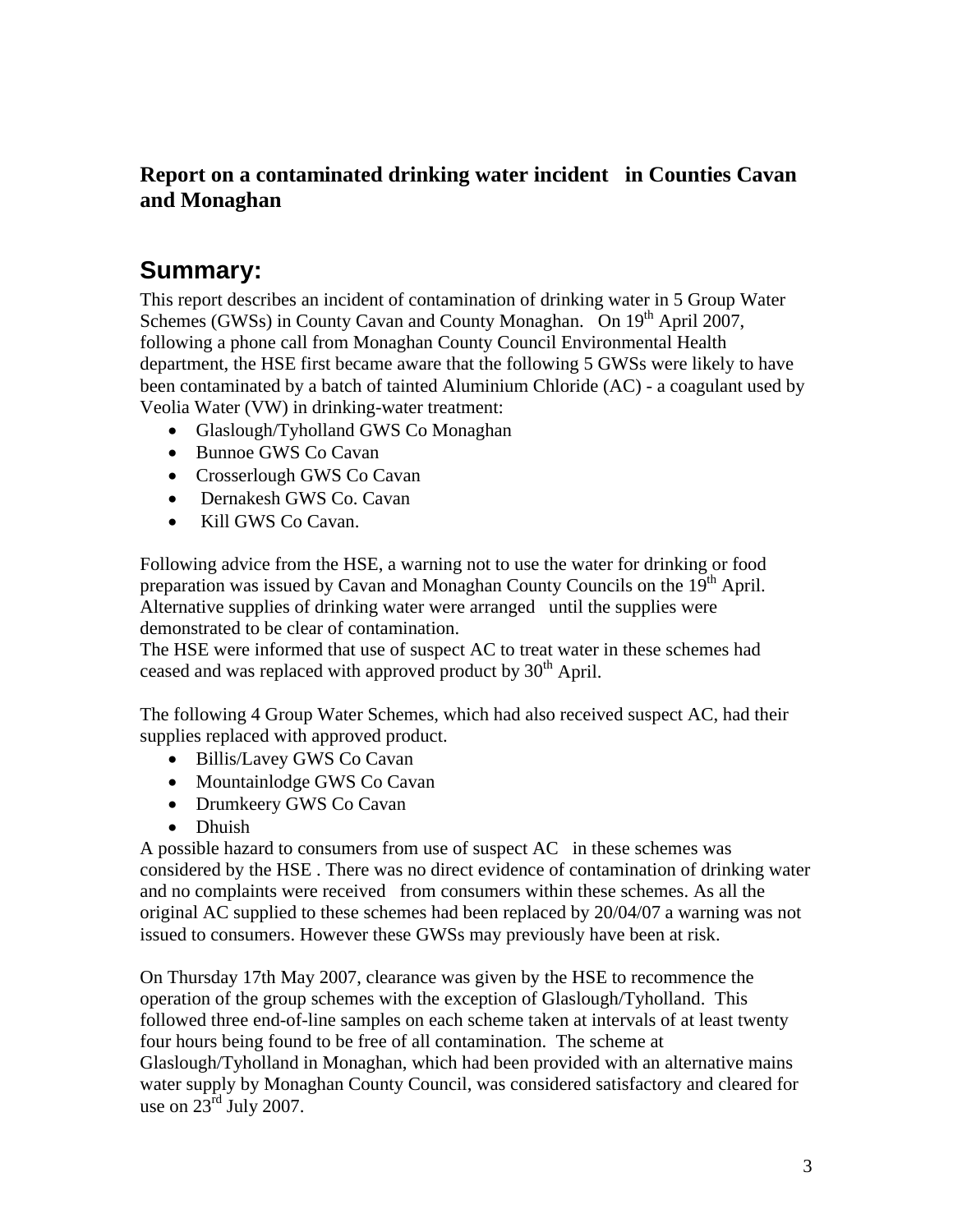### Report on a contaminated drinking water incident in Counties Cavan and Monaghan

## Summary:

This report describes an incident of contamination of drinking water in 5 Group Water Schemes (GWSs) in County Cavan and County Monaghan. On 19th April 2007, following a phone call from Monaghan County Council Environmental Health department, the HSE first became aware that the following 5 GWSs were likely to have been contaminated by a batch of tainted Aluminium Chloride (AC) - a coagulant used by Veolia Water (VW) in drinking-water treatment:

- Glaslough/Tyholland GWS Co Monaghan
- Bunnoe GWS Co Cavan
- Crosserlough GWS Co Cavan
- Dernakesh GWS Co. Cavan
- Kill GWS Co Cavan.

Following advice from the HSE, a warning not to use the water for drinking or food preparation was issued by Cavan and Monaghan County Councils on the 19th April. Alternative supplies of drinking water were arranged until the supplies were demonstrated to be clear of contamination.
The HSE were informed that use of suspect AC to treat water in these schemes had ceased and was replaced with approved product by 30th April.

The following 4 Group Water Schemes, which had also received suspect AC, had their supplies replaced with approved product.

- Billis/Lavey GWS Co Cavan
- Mountainlodge GWS Co Cavan
- Drumkeery GWS Co Cavan
- Dhuish

A possible hazard to consumers from use of suspect AC in these schemes was considered by the HSE . There was no direct evidence of contamination of drinking water and no complaints were received from consumers within these schemes. As all the original AC supplied to these schemes had been replaced by 20/04/07 a warning was not issued to consumers. However these GWSs may previously have been at risk.

On Thursday 17th May 2007, clearance was given by the HSE to recommence the operation of the group schemes with the exception of Glaslough/Tyholland. This followed three end-of-line samples on each scheme taken at intervals of at least twenty four hours being found to be free of all contamination. The scheme at Glaslough/Tyholland in Monaghan, which had been provided with an alternative mains water supply by Monaghan County Council, was considered satisfactory and cleared for use on 23rd July 2007.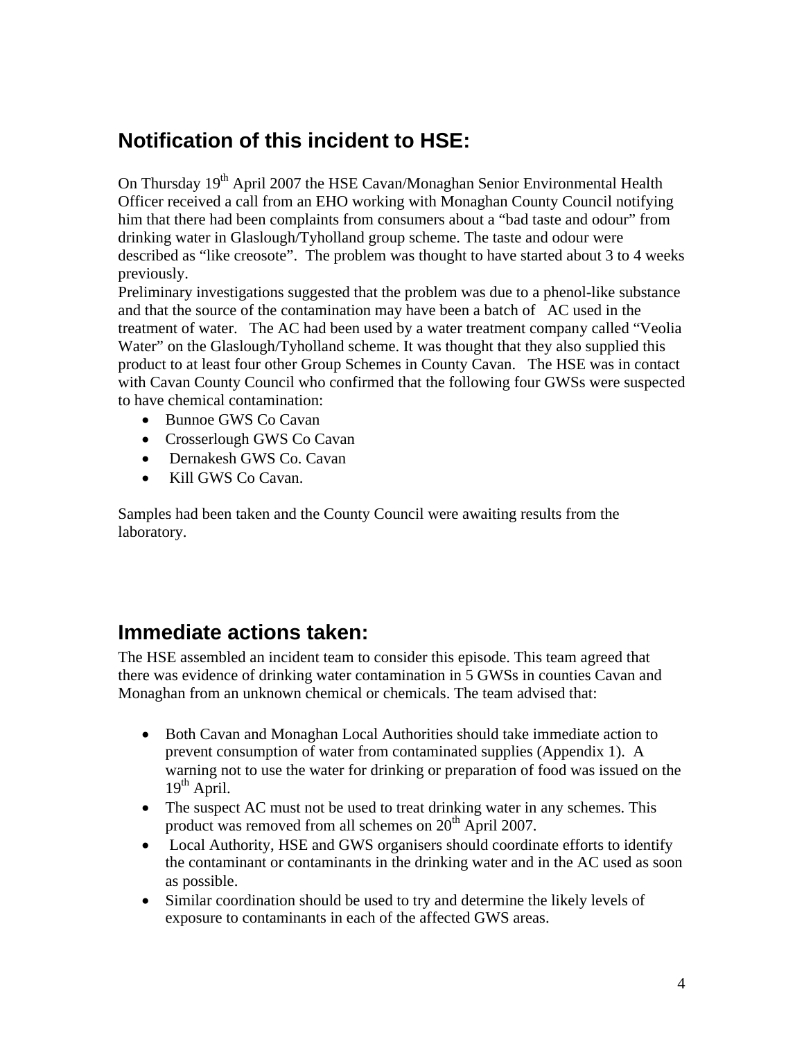## Notification of this incident to HSE:

On Thursday 19th April 2007 the HSE Cavan/Monaghan Senior Environmental Health Officer received a call from an EHO working with Monaghan County Council notifying him that there had been complaints from consumers about a "bad taste and odour" from drinking water in Glaslough/Tyholland group scheme. The taste and odour were described as "like creosote". The problem was thought to have started about 3 to 4 weeks previously.

Preliminary investigations suggested that the problem was due to a phenol-like substance and that the source of the contamination may have been a batch of AC used in the treatment of water. The AC had been used by a water treatment company called "Veolia Water" on the Glaslough/Tyholland scheme. It was thought that they also supplied this product to at least four other Group Schemes in County Cavan. The HSE was in contact with Cavan County Council who confirmed that the following four GWSs were suspected to have chemical contamination:

- Bunnoe GWS Co Cavan
- Crosserlough GWS Co Cavan
- Dernakesh GWS Co. Cavan
- Kill GWS Co Cavan.

Samples had been taken and the County Council were awaiting results from the laboratory.

## Immediate actions taken:

The HSE assembled an incident team to consider this episode. This team agreed that there was evidence of drinking water contamination in 5 GWSs in counties Cavan and Monaghan from an unknown chemical or chemicals. The team advised that:

- Both Cavan and Monaghan Local Authorities should take immediate action to prevent consumption of water from contaminated supplies (Appendix 1). A warning not to use the water for drinking or preparation of food was issued on the 19th April.
- The suspect AC must not be used to treat drinking water in any schemes. This product was removed from all schemes on 20th April 2007.
- Local Authority, HSE and GWS organisers should coordinate efforts to identify the contaminant or contaminants in the drinking water and in the AC used as soon as possible.
- Similar coordination should be used to try and determine the likely levels of exposure to contaminants in each of the affected GWS areas.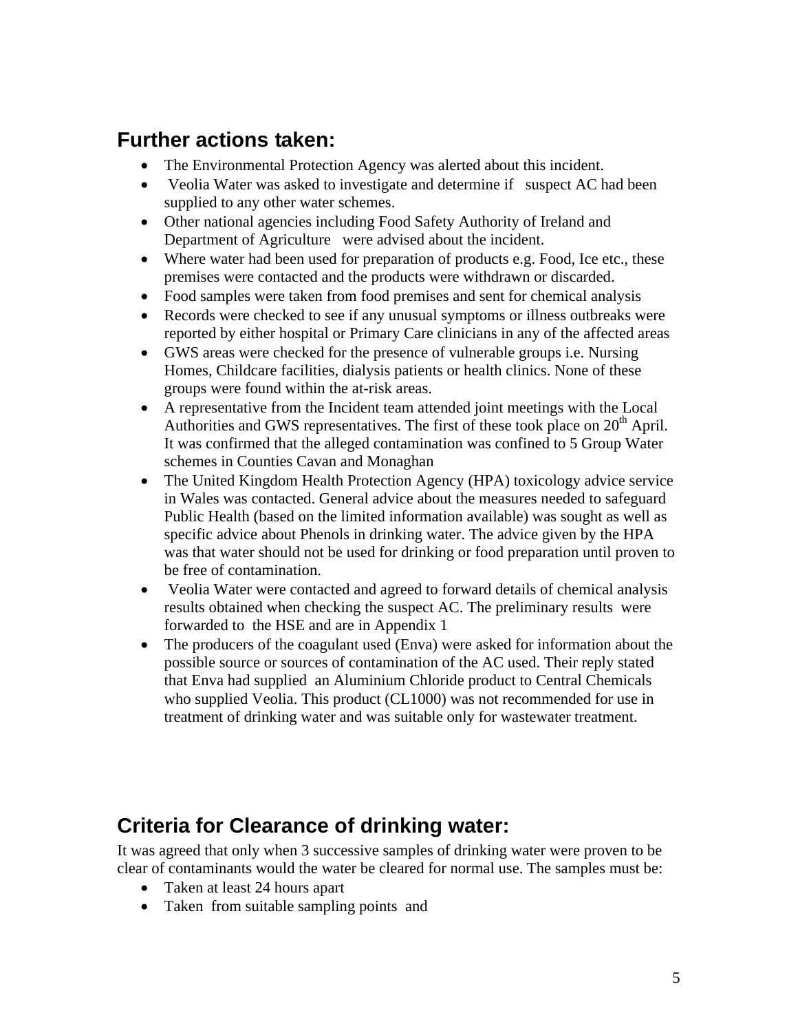## Further actions taken:

- The Environmental Protection Agency was alerted about this incident.
- Veolia Water was asked to investigate and determine if suspect AC had been supplied to any other water schemes.
- Other national agencies including Food Safety Authority of Ireland and Department of Agriculture were advised about the incident.
- Where water had been used for preparation of products e.g. Food, Ice etc., these premises were contacted and the products were withdrawn or discarded.
- Food samples were taken from food premises and sent for chemical analysis
- Records were checked to see if any unusual symptoms or illness outbreaks were reported by either hospital or Primary Care clinicians in any of the affected areas
- GWS areas were checked for the presence of vulnerable groups i.e. Nursing Homes, Childcare facilities, dialysis patients or health clinics. None of these groups were found within the at-risk areas.
- A representative from the Incident team attended joint meetings with the Local Authorities and GWS representatives. The first of these took place on 20th April. It was confirmed that the alleged contamination was confined to 5 Group Water schemes in Counties Cavan and Monaghan
- The United Kingdom Health Protection Agency (HPA) toxicology advice service in Wales was contacted. General advice about the measures needed to safeguard Public Health (based on the limited information available) was sought as well as specific advice about Phenols in drinking water. The advice given by the HPA was that water should not be used for drinking or food preparation until proven to be free of contamination.
- Veolia Water were contacted and agreed to forward details of chemical analysis results obtained when checking the suspect AC. The preliminary results were forwarded to the HSE and are in Appendix 1
- The producers of the coagulant used (Enva) were asked for information about the possible source or sources of contamination of the AC used. Their reply stated that Enva had supplied an Aluminium Chloride product to Central Chemicals who supplied Veolia. This product (CL1000) was not recommended for use in treatment of drinking water and was suitable only for wastewater treatment.

## Criteria for Clearance of drinking water:

It was agreed that only when 3 successive samples of drinking water were proven to be clear of contaminants would the water be cleared for normal use. The samples must be:

- Taken at least 24 hours apart
- Taken from suitable sampling points and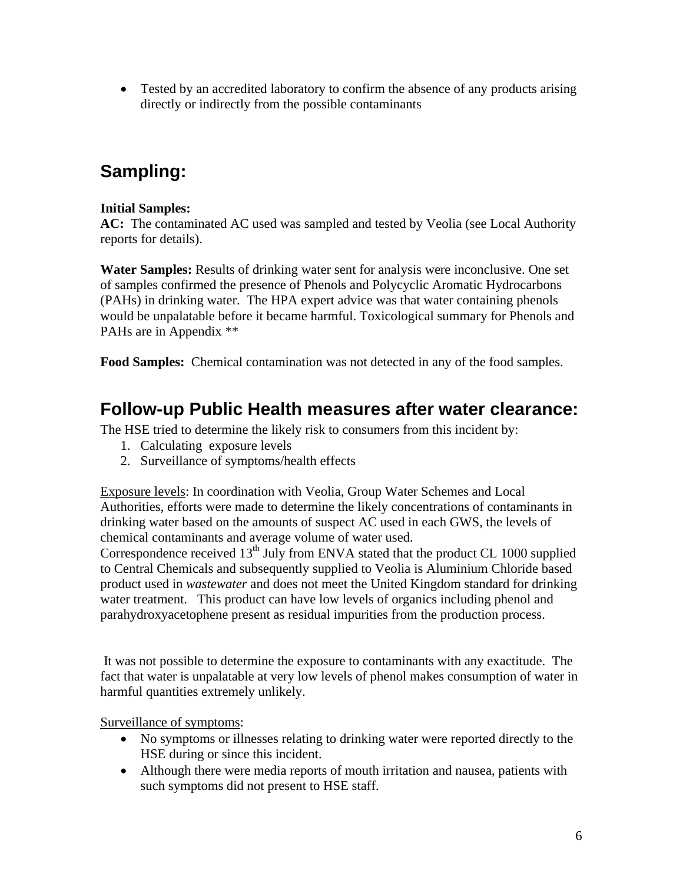- Tested by an accredited laboratory to confirm the absence of any products arising directly or indirectly from the possible contaminants

## Sampling:

**Initial Samples:**
**AC:** The contaminated AC used was sampled and tested by Veolia (see Local Authority reports for details).

**Water Samples:** Results of drinking water sent for analysis were inconclusive. One set of samples confirmed the presence of Phenols and Polycyclic Aromatic Hydrocarbons (PAHs) in drinking water. The HPA expert advice was that water containing phenols would be unpalatable before it became harmful. Toxicological summary for Phenols and PAHs are in Appendix **

**Food Samples:** Chemical contamination was not detected in any of the food samples.

## Follow-up Public Health measures after water clearance:

The HSE tried to determine the likely risk to consumers from this incident by:

1. Calculating exposure levels
2. Surveillance of symptoms/health effects

Exposure levels: In coordination with Veolia, Group Water Schemes and Local Authorities, efforts were made to determine the likely concentrations of contaminants in drinking water based on the amounts of suspect AC used in each GWS, the levels of chemical contaminants and average volume of water used.
Correspondence received 13th July from ENVA stated that the product CL 1000 supplied to Central Chemicals and subsequently supplied to Veolia is Aluminium Chloride based product used in *wastewater* and does not meet the United Kingdom standard for drinking water treatment. This product can have low levels of organics including phenol and parahydroxyacetophene present as residual impurities from the production process.

It was not possible to determine the exposure to contaminants with any exactitude. The fact that water is unpalatable at very low levels of phenol makes consumption of water in harmful quantities extremely unlikely.

Surveillance of symptoms:

- No symptoms or illnesses relating to drinking water were reported directly to the HSE during or since this incident.
- Although there were media reports of mouth irritation and nausea, patients with such symptoms did not present to HSE staff.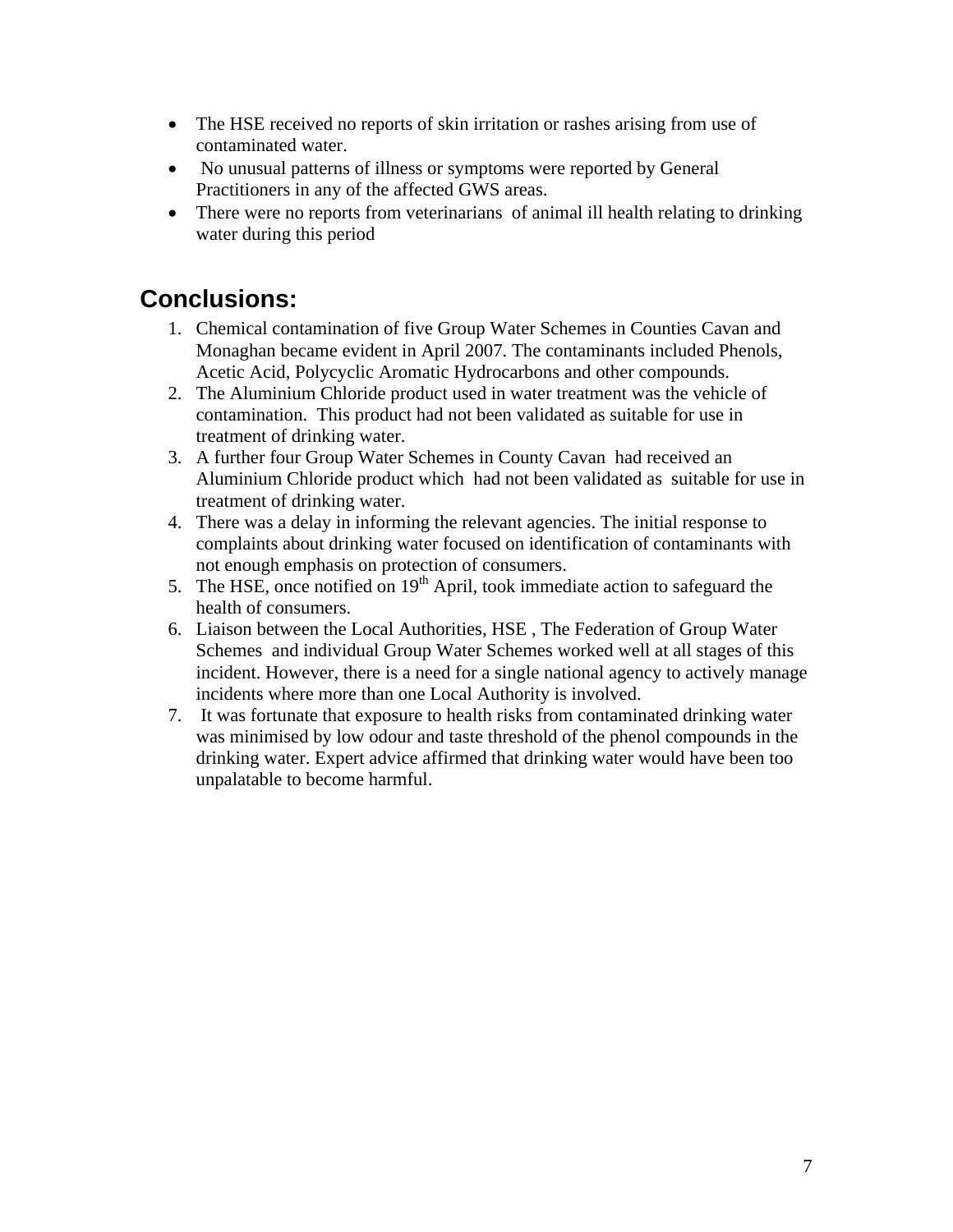- The HSE received no reports of skin irritation or rashes arising from use of contaminated water.
- No unusual patterns of illness or symptoms were reported by General Practitioners in any of the affected GWS areas.
- There were no reports from veterinarians of animal ill health relating to drinking water during this period

## Conclusions:

1. Chemical contamination of five Group Water Schemes in Counties Cavan and Monaghan became evident in April 2007. The contaminants included Phenols, Acetic Acid, Polycyclic Aromatic Hydrocarbons and other compounds.
2. The Aluminium Chloride product used in water treatment was the vehicle of contamination. This product had not been validated as suitable for use in treatment of drinking water.
3. A further four Group Water Schemes in County Cavan had received an Aluminium Chloride product which had not been validated as suitable for use in treatment of drinking water.
4. There was a delay in informing the relevant agencies. The initial response to complaints about drinking water focused on identification of contaminants with not enough emphasis on protection of consumers.
5. The HSE, once notified on 19th April, took immediate action to safeguard the health of consumers.
6. Liaison between the Local Authorities, HSE , The Federation of Group Water Schemes and individual Group Water Schemes worked well at all stages of this incident. However, there is a need for a single national agency to actively manage incidents where more than one Local Authority is involved.
7. It was fortunate that exposure to health risks from contaminated drinking water was minimised by low odour and taste threshold of the phenol compounds in the drinking water. Expert advice affirmed that drinking water would have been too unpalatable to become harmful.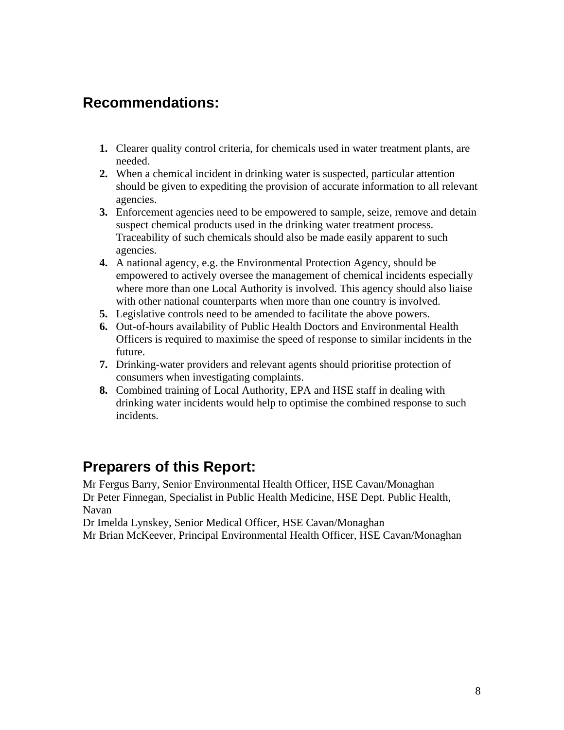## Recommendations:

1. Clearer quality control criteria, for chemicals used in water treatment plants, are needed.
2. When a chemical incident in drinking water is suspected, particular attention should be given to expediting the provision of accurate information to all relevant agencies.
3. Enforcement agencies need to be empowered to sample, seize, remove and detain suspect chemical products used in the drinking water treatment process. Traceability of such chemicals should also be made easily apparent to such agencies.
4. A national agency, e.g. the Environmental Protection Agency, should be empowered to actively oversee the management of chemical incidents especially where more than one Local Authority is involved. This agency should also liaise with other national counterparts when more than one country is involved.
5. Legislative controls need to be amended to facilitate the above powers.
6. Out-of-hours availability of Public Health Doctors and Environmental Health Officers is required to maximise the speed of response to similar incidents in the future.
7. Drinking-water providers and relevant agents should prioritise protection of consumers when investigating complaints.
8. Combined training of Local Authority, EPA and HSE staff in dealing with drinking water incidents would help to optimise the combined response to such incidents.

## Preparers of this Report:

Mr Fergus Barry, Senior Environmental Health Officer, HSE Cavan/Monaghan
Dr Peter Finnegan, Specialist in Public Health Medicine, HSE Dept. Public Health, Navan
Dr Imelda Lynskey, Senior Medical Officer, HSE Cavan/Monaghan
Mr Brian McKeever, Principal Environmental Health Officer, HSE Cavan/Monaghan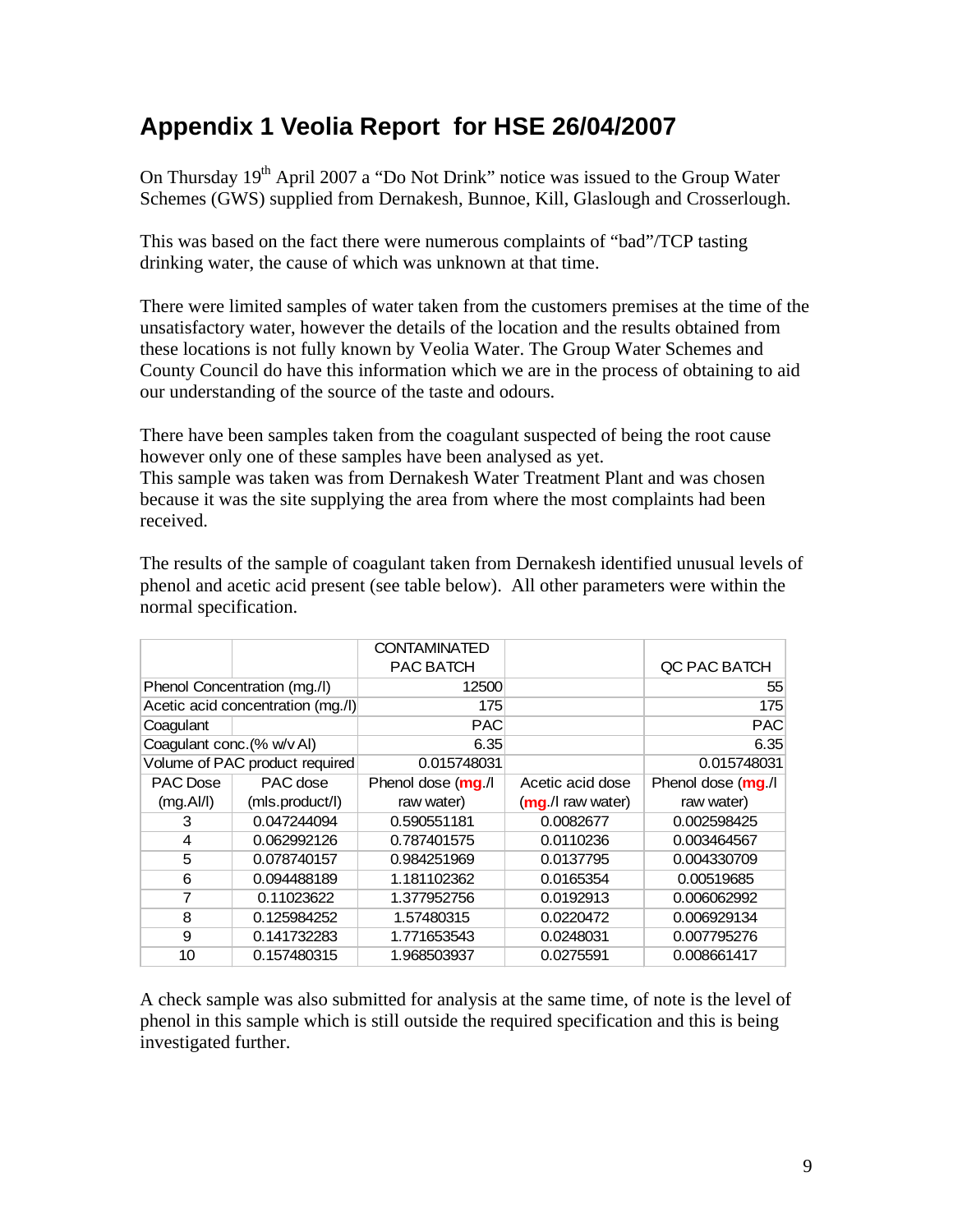## Appendix 1 Veolia Report for HSE 26/04/2007

On Thursday 19th April 2007 a "Do Not Drink" notice was issued to the Group Water Schemes (GWS) supplied from Dernakesh, Bunnoe, Kill, Glaslough and Crosserlough.

This was based on the fact there were numerous complaints of "bad"/TCP tasting drinking water, the cause of which was unknown at that time.

There were limited samples of water taken from the customers premises at the time of the unsatisfactory water, however the details of the location and the results obtained from these locations is not fully known by Veolia Water. The Group Water Schemes and County Council do have this information which we are in the process of obtaining to aid our understanding of the source of the taste and odours.

There have been samples taken from the coagulant suspected of being the root cause however only one of these samples have been analysed as yet.
This sample was taken was from Dernakesh Water Treatment Plant and was chosen because it was the site supplying the area from where the most complaints had been received.

The results of the sample of coagulant taken from Dernakesh identified unusual levels of phenol and acetic acid present (see table below). All other parameters were within the normal specification.

| | | CONTAMINATED PAC BATCH | | QC PAC BATCH |
|---|---|---|---|---|
| Phenol Concentration (mg./l) | | 12500 | | 55 |
| Acetic acid concentration (mg./l) | | 175 | | 175 |
| Coagulant | | PAC | | PAC |
| Coagulant conc.(% w/v Al) | | 6.35 | | 6.35 |
| Volume of PAC product required | | 0.015748031 | | 0.015748031 |
| PAC Dose (mg.Al/l) | PAC dose (mls.product/l) | Phenol dose (mg./l raw water) | Acetic acid dose (mg./l raw water) | Phenol dose (mg./l raw water) |
| 3 | 0.047244094 | 0.590551181 | 0.0082677 | 0.002598425 |
| 4 | 0.062992126 | 0.787401575 | 0.0110236 | 0.003464567 |
| 5 | 0.078740157 | 0.984251969 | 0.0137795 | 0.004330709 |
| 6 | 0.094488189 | 1.181102362 | 0.0165354 | 0.00519685 |
| 7 | 0.11023622 | 1.377952756 | 0.0192913 | 0.006062992 |
| 8 | 0.125984252 | 1.57480315 | 0.0220472 | 0.006929134 |
| 9 | 0.141732283 | 1.771653543 | 0.0248031 | 0.007795276 |
| 10 | 0.157480315 | 1.968503937 | 0.0275591 | 0.008661417 |

A check sample was also submitted for analysis at the same time, of note is the level of phenol in this sample which is still outside the required specification and this is being investigated further.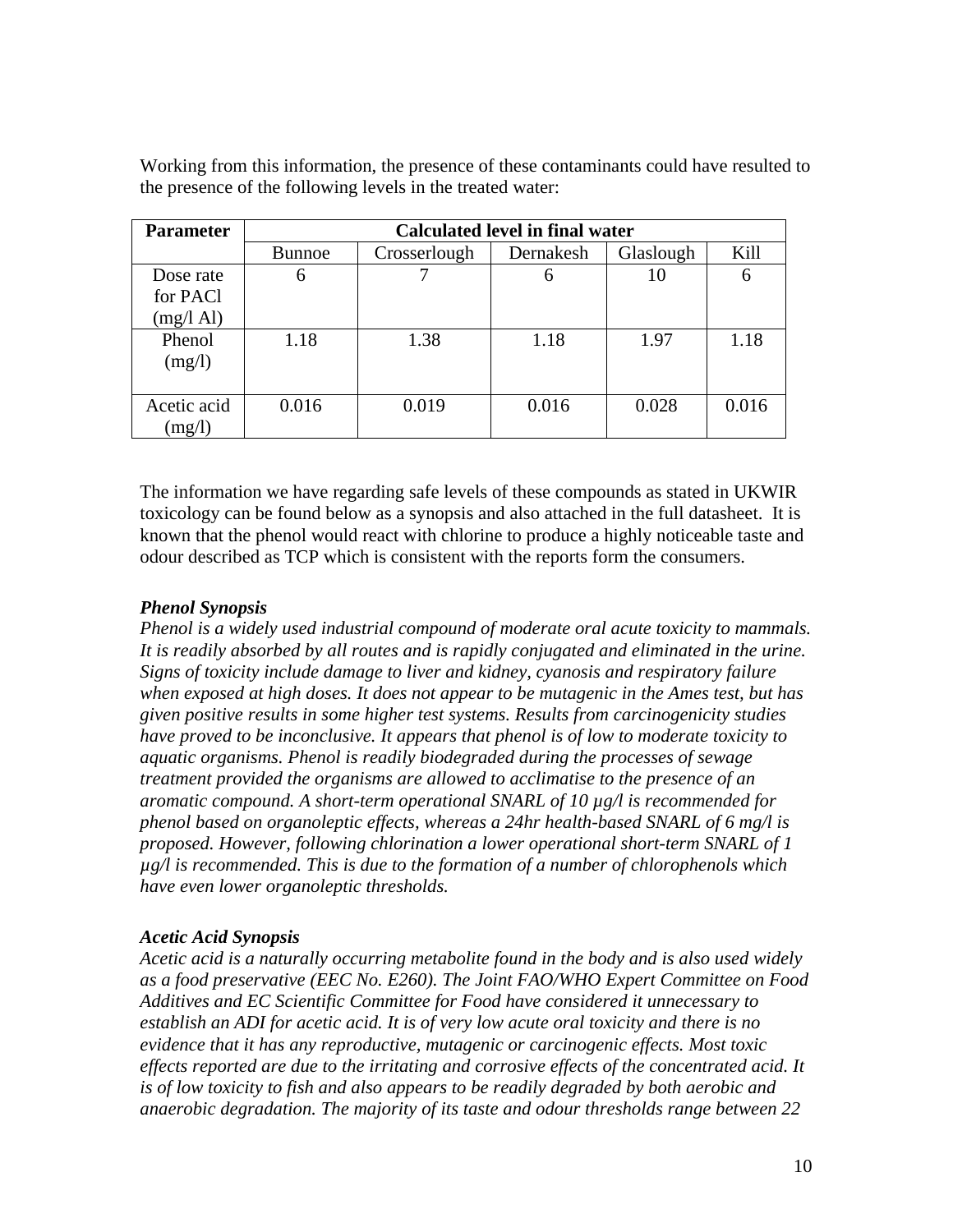Working from this information, the presence of these contaminants could have resulted to the presence of the following levels in the treated water:

| Parameter | Calculated level in final water | | | | |
|---|---|---|---|---|---|
| | Bunnoe | Crosserlough | Dernakesh | Glaslough | Kill |
| Dose rate for PACl (mg/l Al) | 6 | 7 | 6 | 10 | 6 |
| Phenol (mg/l) | 1.18 | 1.38 | 1.18 | 1.97 | 1.18 |
| Acetic acid (mg/l) | 0.016 | 0.019 | 0.016 | 0.028 | 0.016 |

The information we have regarding safe levels of these compounds as stated in UKWIR toxicology can be found below as a synopsis and also attached in the full datasheet. It is known that the phenol would react with chlorine to produce a highly noticeable taste and odour described as TCP which is consistent with the reports form the consumers.

***Phenol Synopsis***

*Phenol is a widely used industrial compound of moderate oral acute toxicity to mammals. It is readily absorbed by all routes and is rapidly conjugated and eliminated in the urine. Signs of toxicity include damage to liver and kidney, cyanosis and respiratory failure when exposed at high doses. It does not appear to be mutagenic in the Ames test, but has given positive results in some higher test systems. Results from carcinogenicity studies have proved to be inconclusive. It appears that phenol is of low to moderate toxicity to aquatic organisms. Phenol is readily biodegraded during the processes of sewage treatment provided the organisms are allowed to acclimatise to the presence of an aromatic compound. A short-term operational SNARL of 10 µg/l is recommended for phenol based on organoleptic effects, whereas a 24hr health-based SNARL of 6 mg/l is proposed. However, following chlorination a lower operational short-term SNARL of 1 µg/l is recommended. This is due to the formation of a number of chlorophenols which have even lower organoleptic thresholds.*

***Acetic Acid Synopsis***

*Acetic acid is a naturally occurring metabolite found in the body and is also used widely as a food preservative (EEC No. E260). The Joint FAO/WHO Expert Committee on Food Additives and EC Scientific Committee for Food have considered it unnecessary to establish an ADI for acetic acid. It is of very low acute oral toxicity and there is no evidence that it has any reproductive, mutagenic or carcinogenic effects. Most toxic effects reported are due to the irritating and corrosive effects of the concentrated acid. It is of low toxicity to fish and also appears to be readily degraded by both aerobic and anaerobic degradation. The majority of its taste and odour thresholds range between 22*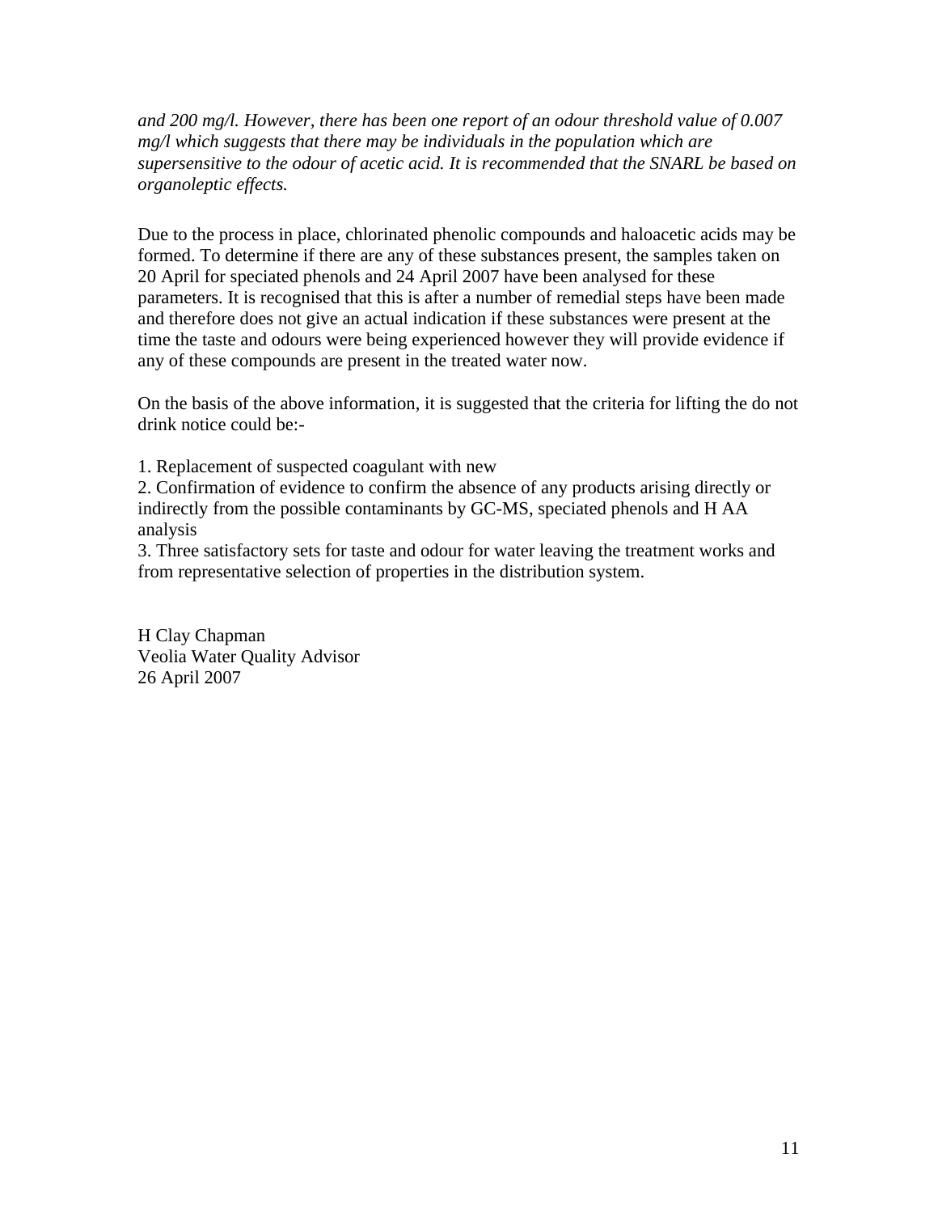*and 200 mg/l. However, there has been one report of an odour threshold value of 0.007 mg/l which suggests that there may be individuals in the population which are supersensitive to the odour of acetic acid. It is recommended that the SNARL be based on organoleptic effects.*

Due to the process in place, chlorinated phenolic compounds and haloacetic acids may be formed. To determine if there are any of these substances present, the samples taken on 20 April for speciated phenols and 24 April 2007 have been analysed for these parameters. It is recognised that this is after a number of remedial steps have been made and therefore does not give an actual indication if these substances were present at the time the taste and odours were being experienced however they will provide evidence if any of these compounds are present in the treated water now.

On the basis of the above information, it is suggested that the criteria for lifting the do not drink notice could be:-

1. Replacement of suspected coagulant with new
2. Confirmation of evidence to confirm the absence of any products arising directly or indirectly from the possible contaminants by GC-MS, speciated phenols and H AA analysis
3. Three satisfactory sets for taste and odour for water leaving the treatment works and from representative selection of properties in the distribution system.

H Clay Chapman
Veolia Water Quality Advisor
26 April 2007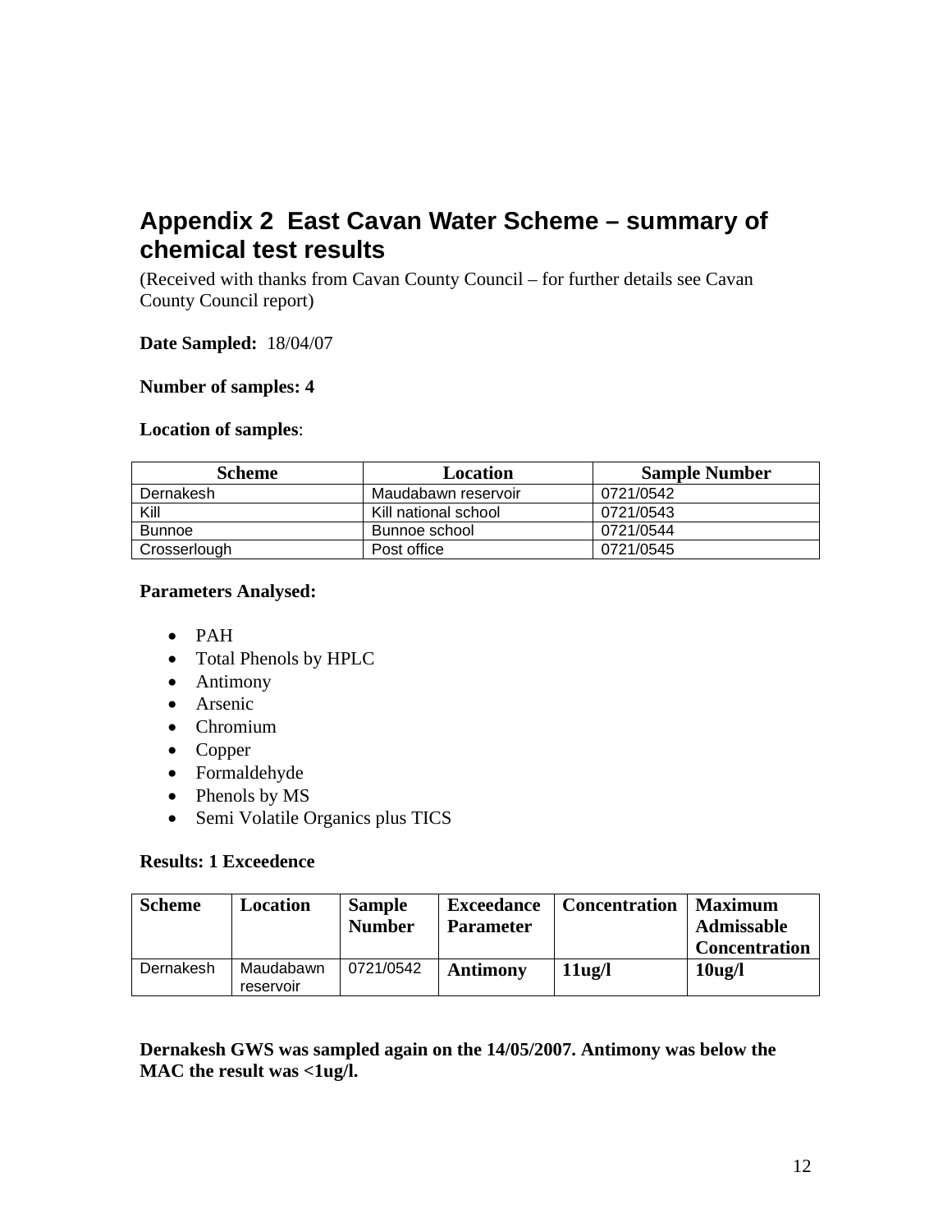## Appendix 2  East Cavan Water Scheme – summary of chemical test results

(Received with thanks from Cavan County Council – for further details see Cavan County Council report)

**Date Sampled:** 18/04/07

**Number of samples: 4**

**Location of samples**:

| Scheme | Location | Sample Number |
|---|---|---|
| Dernakesh | Maudabawn reservoir | 0721/0542 |
| Kill | Kill national school | 0721/0543 |
| Bunnoe | Bunnoe school | 0721/0544 |
| Crosserlough | Post office | 0721/0545 |

**Parameters Analysed:**

- PAH
- Total Phenols by HPLC
- Antimony
- Arsenic
- Chromium
- Copper
- Formaldehyde
- Phenols by MS
- Semi Volatile Organics plus TICS

**Results: 1 Exceedence**

| Scheme | Location | Sample Number | Exceedance Parameter | Concentration | Maximum Admissable Concentration |
|---|---|---|---|---|---|
| Dernakesh | Maudabawn reservoir | 0721/0542 | **Antimony** | **11ug/l** | **10ug/l** |

**Dernakesh GWS was sampled again on the 14/05/2007. Antimony was below the MAC the result was <1ug/l.**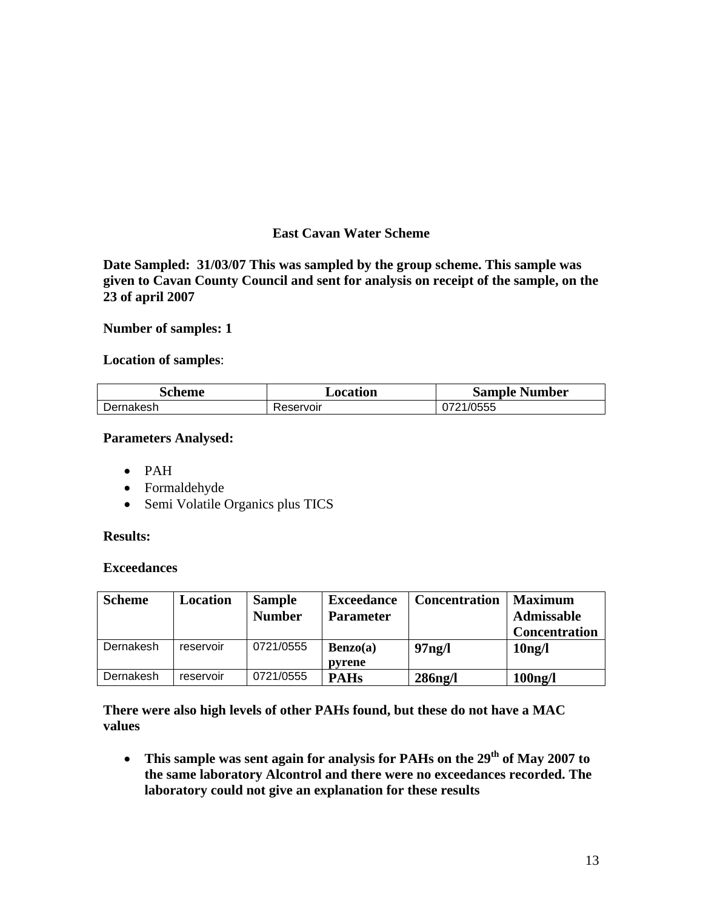## East Cavan Water Scheme

**Date Sampled: 31/03/07 This was sampled by the group scheme. This sample was given to Cavan County Council and sent for analysis on receipt of the sample, on the 23 of april 2007**

**Number of samples: 1**

**Location of samples**:

| Scheme | Location | Sample Number |
|---|---|---|
| Dernakesh | Reservoir | 0721/0555 |

**Parameters Analysed:**

- PAH
- Formaldehyde
- Semi Volatile Organics plus TICS

**Results:**

**Exceedances**

| Scheme | Location | Sample Number | Exceedance Parameter | Concentration | Maximum Admissable Concentration |
|---|---|---|---|---|---|
| Dernakesh | reservoir | 0721/0555 | **Benzo(a) pyrene** | **97ng/l** | **10ng/l** |
| Dernakesh | reservoir | 0721/0555 | **PAHs** | **286ng/l** | **100ng/l** |

**There were also high levels of other PAHs found, but these do not have a MAC values**

- **This sample was sent again for analysis for PAHs on the 29th of May 2007 to the same laboratory Alcontrol and there were no exceedances recorded. The laboratory could not give an explanation for these results**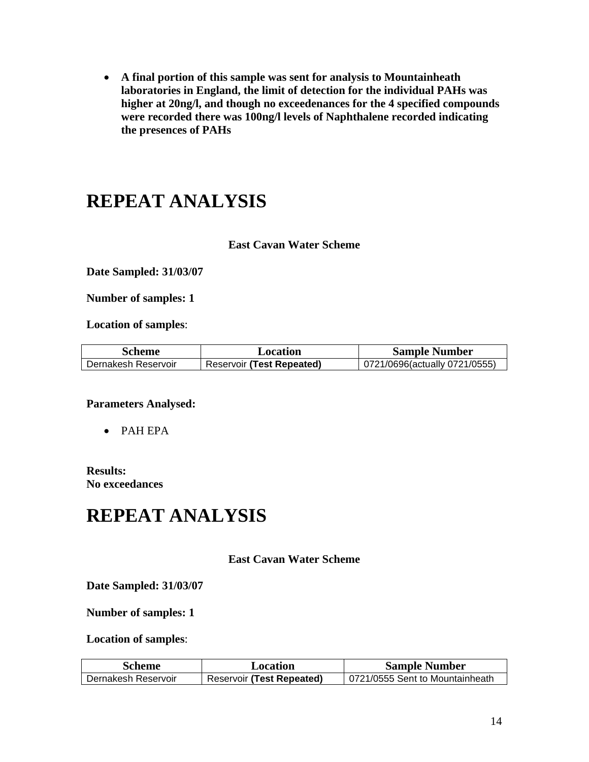- **A final portion of this sample was sent for analysis to Mountainheath laboratories in England, the limit of detection for the individual PAHs was higher at 20ng/l, and though no exceedenances for the 4 specified compounds were recorded there was 100ng/l levels of Naphthalene recorded indicating the presences of PAHs**

# REPEAT ANALYSIS

**East Cavan Water Scheme**

**Date Sampled: 31/03/07**

**Number of samples: 1**

**Location of samples**:

| Scheme | Location | Sample Number |
|---|---|---|
| Dernakesh Reservoir | Reservoir **(Test Repeated)** | 0721/0696(actually 0721/0555) |

**Parameters Analysed:**

- PAH EPA

**Results:**
**No exceedances**

# REPEAT ANALYSIS

**East Cavan Water Scheme**

**Date Sampled: 31/03/07**

**Number of samples: 1**

**Location of samples**:

| Scheme | Location | Sample Number |
|---|---|---|
| Dernakesh Reservoir | Reservoir **(Test Repeated)** | 0721/0555 Sent to Mountainheath |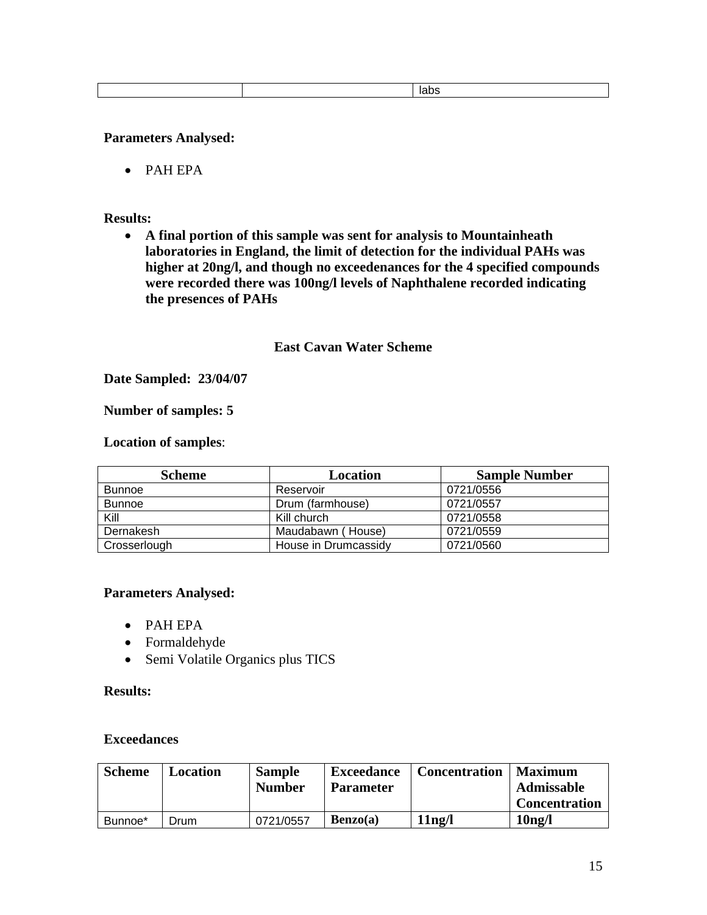| | | labs |
|---|---|---|

**Parameters Analysed:**

- PAH EPA

**Results:**

- **A final portion of this sample was sent for analysis to Mountainheath laboratories in England, the limit of detection for the individual PAHs was higher at 20ng/l, and though no exceedenances for the 4 specified compounds were recorded there was 100ng/l levels of Naphthalene recorded indicating the presences of PAHs**

**East Cavan Water Scheme**

**Date Sampled: 23/04/07**

**Number of samples: 5**

**Location of samples**:

| Scheme | Location | Sample Number |
|---|---|---|
| Bunnoe | Reservoir | 0721/0556 |
| Bunnoe | Drum (farmhouse) | 0721/0557 |
| Kill | Kill church | 0721/0558 |
| Dernakesh | Maudabawn ( House) | 0721/0559 |
| Crosserlough | House in Drumcassidy | 0721/0560 |

**Parameters Analysed:**

- PAH EPA
- Formaldehyde
- Semi Volatile Organics plus TICS

**Results:**

**Exceedances**

| Scheme | Location | Sample Number | Exceedance Parameter | Concentration | Maximum Admissable Concentration |
|---|---|---|---|---|---|
| Bunnoe* | Drum | 0721/0557 | **Benzo(a)** | **11ng/l** | **10ng/l** |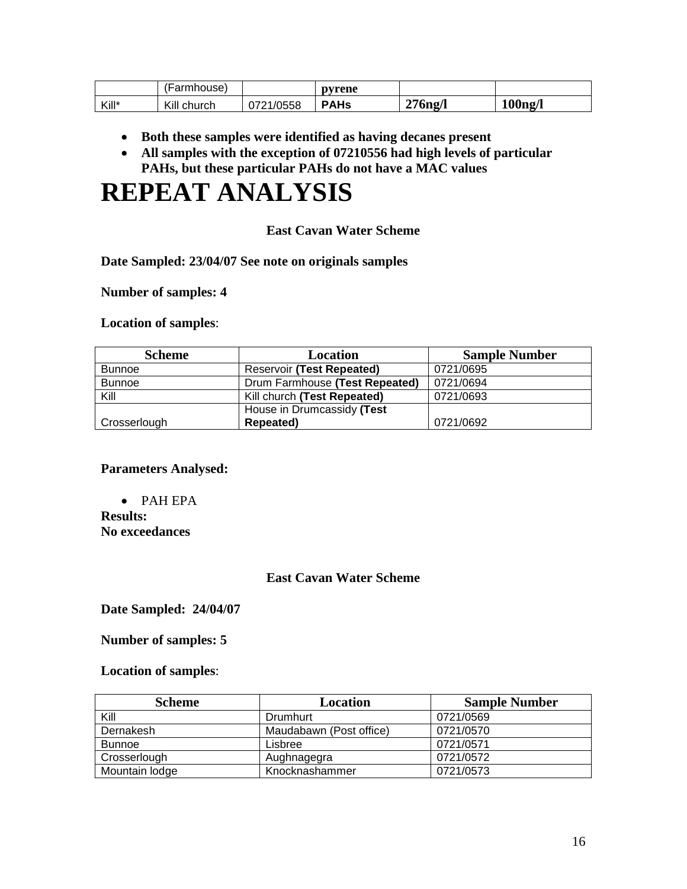|  | (Farmhouse) |  | **pyrene** |  |  |
| --- | --- | --- | --- | --- | --- |
| Kill* | Kill church | 0721/0558 | **PAHs** | **276ng/l** | **100ng/l** |

- **Both these samples were identified as having decanes present**
- **All samples with the exception of 07210556 had high levels of particular PAHs, but these particular PAHs do not have a MAC values**

# REPEAT ANALYSIS

**East Cavan Water Scheme**

**Date Sampled: 23/04/07 See note on originals samples**

**Number of samples: 4**

**Location of samples**:

| Scheme | Location | Sample Number |
| --- | --- | --- |
| Bunnoe | Reservoir **(Test Repeated)** | 0721/0695 |
| Bunnoe | Drum Farmhouse **(Test Repeated)** | 0721/0694 |
| Kill | Kill church **(Test Repeated)** | 0721/0693 |
| Crosserlough | House in Drumcassidy **(Test Repeated)** | 0721/0692 |

**Parameters Analysed:**

- PAH EPA

**Results:**
**No exceedances**

**East Cavan Water Scheme**

**Date Sampled: 24/04/07**

**Number of samples: 5**

**Location of samples**:

| Scheme | Location | Sample Number |
| --- | --- | --- |
| Kill | Drumhurt | 0721/0569 |
| Dernakesh | Maudabawn (Post office) | 0721/0570 |
| Bunnoe | Lisbree | 0721/0571 |
| Crosserlough | Aughnagegra | 0721/0572 |
| Mountain lodge | Knocknashammer | 0721/0573 |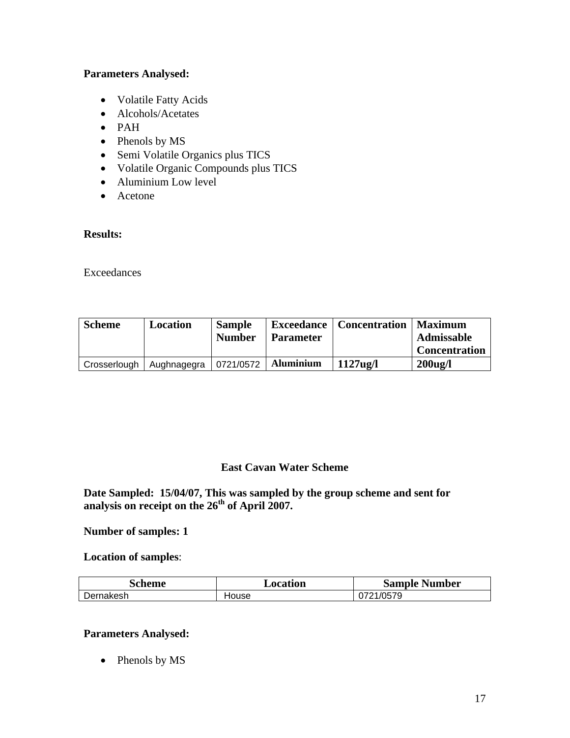**Parameters Analysed:**

- Volatile Fatty Acids
- Alcohols/Acetates
- PAH
- Phenols by MS
- Semi Volatile Organics plus TICS
- Volatile Organic Compounds plus TICS
- Aluminium Low level
- Acetone

**Results:**

Exceedances

| Scheme | Location | Sample Number | Exceedance Parameter | Concentration | Maximum Admissable Concentration |
|---|---|---|---|---|---|
| Crosserlough | Aughnagegra | 0721/0572 | **Aluminium** | **1127ug/l** | **200ug/l** |

## East Cavan Water Scheme

**Date Sampled: 15/04/07, This was sampled by the group scheme and sent for analysis on receipt on the 26th of April 2007.**

**Number of samples: 1**

**Location of samples**:

| Scheme | Location | Sample Number |
|---|---|---|
| Dernakesh | House | 0721/0579 |

**Parameters Analysed:**

- Phenols by MS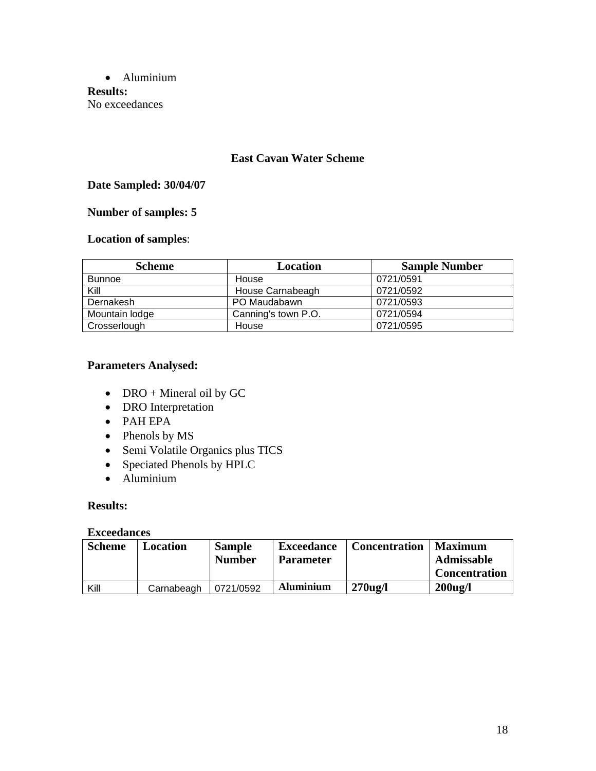- Aluminium

**Results:**

No exceedances

### East Cavan Water Scheme

**Date Sampled: 30/04/07**

**Number of samples: 5**

**Location of samples**:

| Scheme | Location | Sample Number |
|---|---|---|
| Bunnoe | House | 0721/0591 |
| Kill | House Carnabeagh | 0721/0592 |
| Dernakesh | PO Maudabawn | 0721/0593 |
| Mountain lodge | Canning's town P.O. | 0721/0594 |
| Crosserlough | House | 0721/0595 |

**Parameters Analysed:**

- DRO + Mineral oil by GC
- DRO Interpretation
- PAH EPA
- Phenols by MS
- Semi Volatile Organics plus TICS
- Speciated Phenols by HPLC
- Aluminium

**Results:**

**Exceedances**

| Scheme | Location | Sample Number | Exceedance Parameter | Concentration | Maximum Admissable Concentration |
|---|---|---|---|---|---|
| Kill | Carnabeagh | 0721/0592 | **Aluminium** | **270ug/l** | **200ug/l** |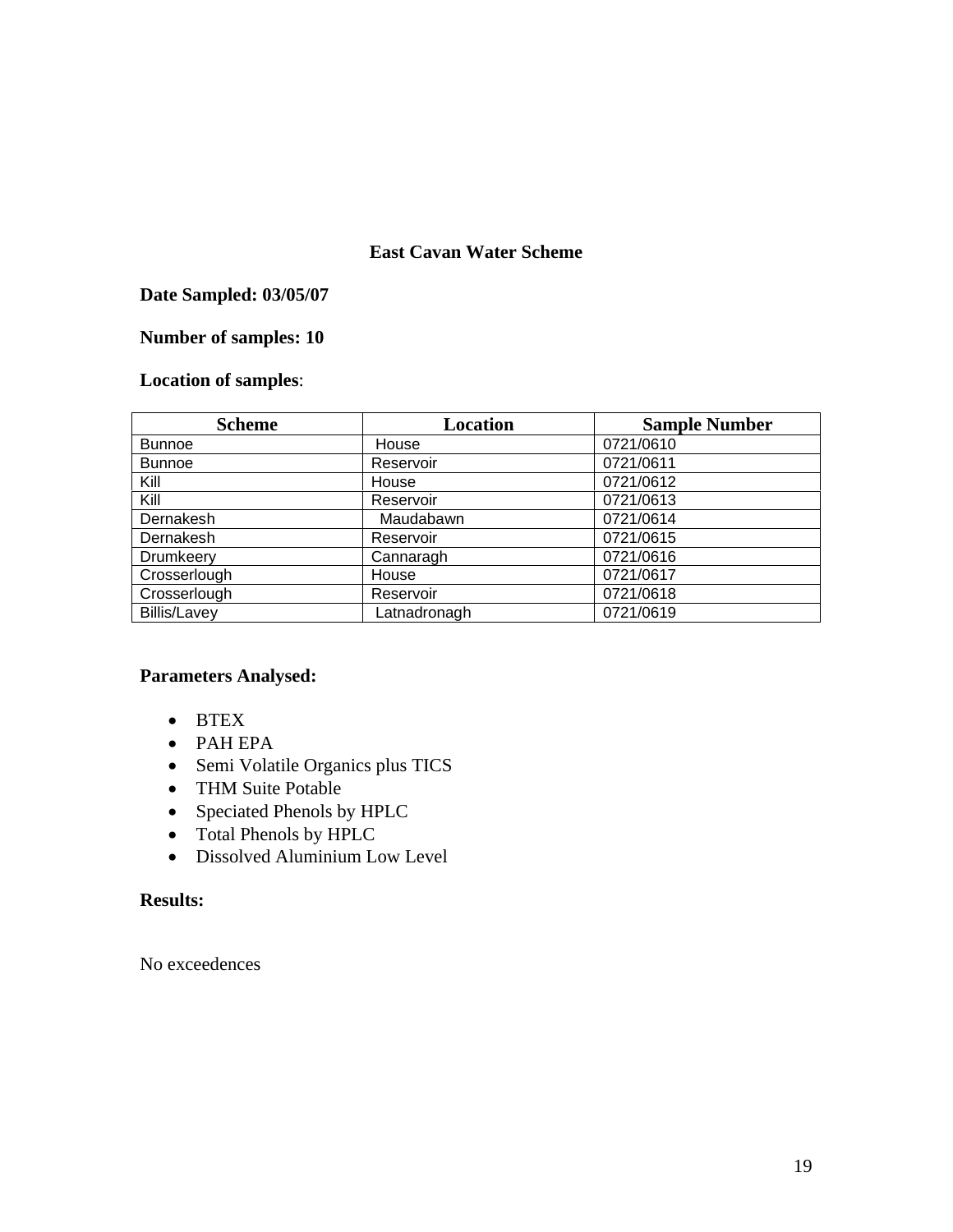## East Cavan Water Scheme

**Date Sampled: 03/05/07**

**Number of samples: 10**

**Location of samples**:

| Scheme | Location | Sample Number |
|---|---|---|
| Bunnoe | House | 0721/0610 |
| Bunnoe | Reservoir | 0721/0611 |
| Kill | House | 0721/0612 |
| Kill | Reservoir | 0721/0613 |
| Dernakesh | Maudabawn | 0721/0614 |
| Dernakesh | Reservoir | 0721/0615 |
| Drumkeery | Cannaragh | 0721/0616 |
| Crosserlough | House | 0721/0617 |
| Crosserlough | Reservoir | 0721/0618 |
| Billis/Lavey | Latnadronagh | 0721/0619 |

**Parameters Analysed:**

- BTEX
- PAH EPA
- Semi Volatile Organics plus TICS
- THM Suite Potable
- Speciated Phenols by HPLC
- Total Phenols by HPLC
- Dissolved Aluminium Low Level

**Results:**

No exceedences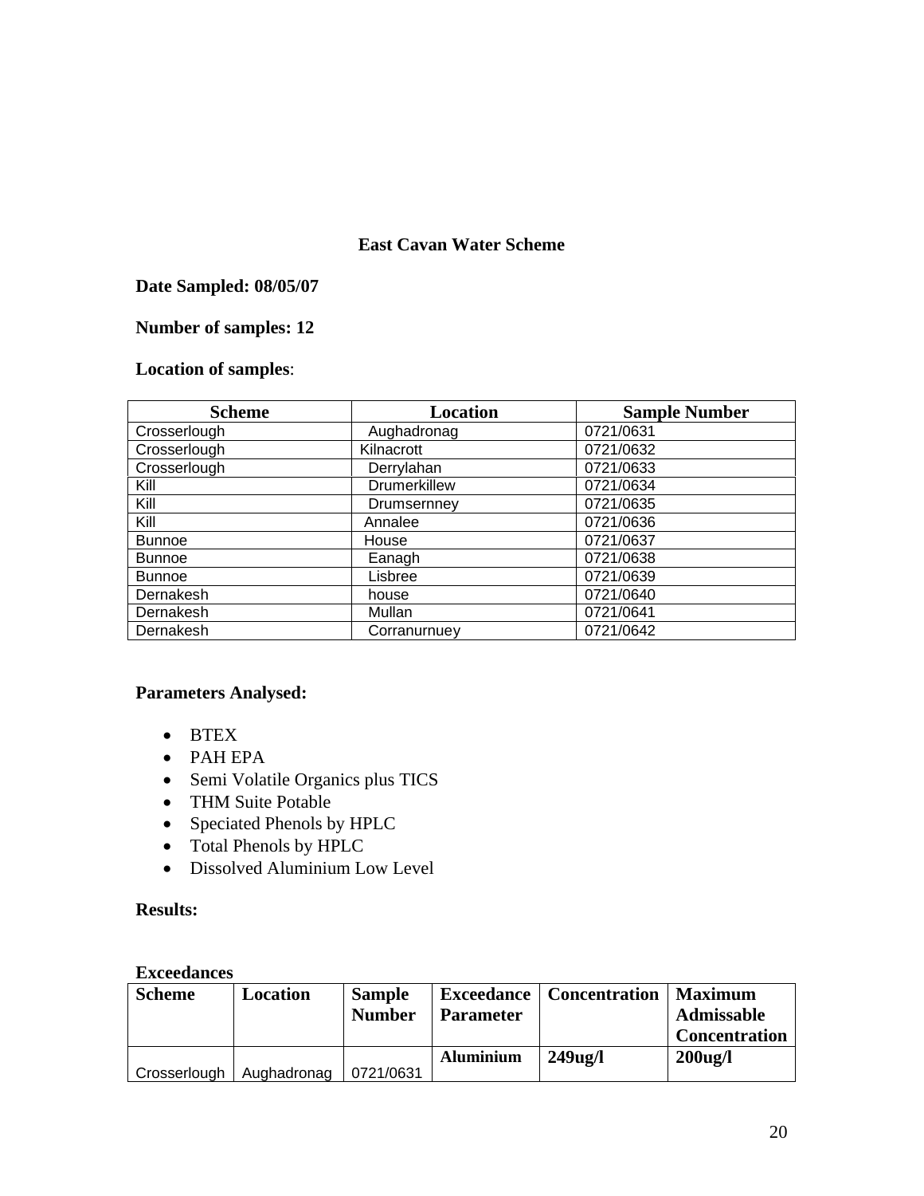## East Cavan Water Scheme

**Date Sampled: 08/05/07**

**Number of samples: 12**

**Location of samples**:

| Scheme | Location | Sample Number |
|---|---|---|
| Crosserlough | Aughadronag | 0721/0631 |
| Crosserlough | Kilnacrott | 0721/0632 |
| Crosserlough | Derrylahan | 0721/0633 |
| Kill | Drumerkillew | 0721/0634 |
| Kill | Drumsernney | 0721/0635 |
| Kill | Annalee | 0721/0636 |
| Bunnoe | House | 0721/0637 |
| Bunnoe | Eanagh | 0721/0638 |
| Bunnoe | Lisbree | 0721/0639 |
| Dernakesh | house | 0721/0640 |
| Dernakesh | Mullan | 0721/0641 |
| Dernakesh | Corranurnuey | 0721/0642 |

**Parameters Analysed:**

- BTEX
- PAH EPA
- Semi Volatile Organics plus TICS
- THM Suite Potable
- Speciated Phenols by HPLC
- Total Phenols by HPLC
- Dissolved Aluminium Low Level

**Results:**

**Exceedances**

| Scheme | Location | Sample Number | Exceedance Parameter | Concentration | Maximum Admissable Concentration |
|---|---|---|---|---|---|
| Crosserlough | Aughadronag | 0721/0631 | **Aluminium** | **249ug/l** | **200ug/l** |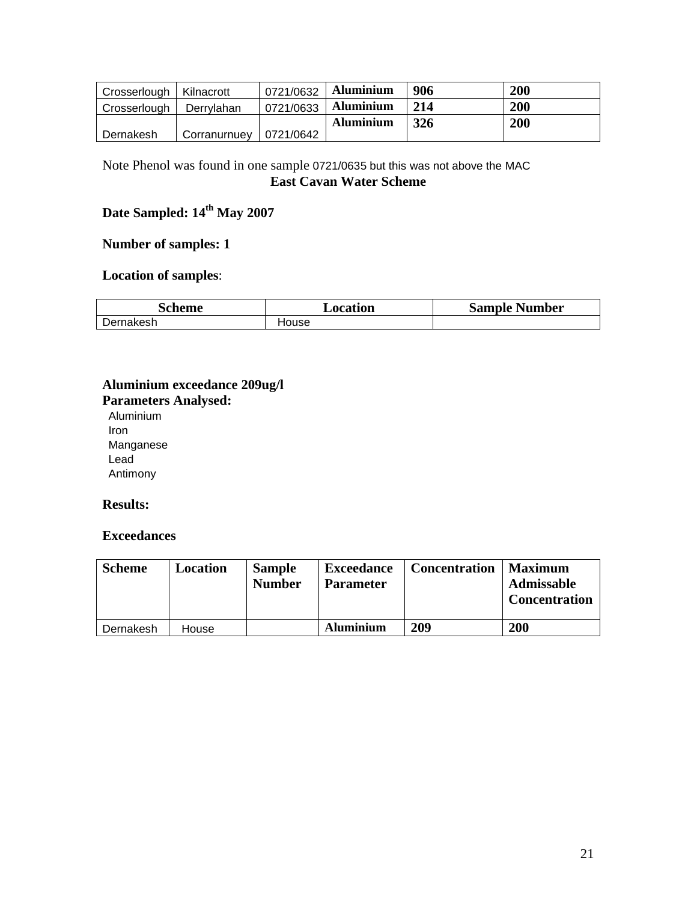| Crosserlough | Kilnacrott | 0721/0632 | **Aluminium** | **906** | **200** |
|---|---|---|---|---|---|
| Crosserlough | Derrylahan | 0721/0633 | **Aluminium** | **214** | **200** |
| Dernakesh | Corranurnuey | 0721/0642 | **Aluminium** | **326** | **200** |

Note Phenol was found in one sample 0721/0635 but this was not above the MAC

**East Cavan Water Scheme**

**Date Sampled: 14th May 2007**

**Number of samples: 1**

**Location of samples**:

| Scheme | Location | Sample Number |
|---|---|---|
| Dernakesh | House | |

**Aluminium exceedance 209ug/l**

**Parameters Analysed:**

Aluminium
Iron
Manganese
Lead
Antimony

**Results:**

**Exceedances**

| Scheme | Location | Sample Number | Exceedance Parameter | Concentration | Maximum Admissable Concentration |
|---|---|---|---|---|---|
| Dernakesh | House | | **Aluminium** | **209** | **200** |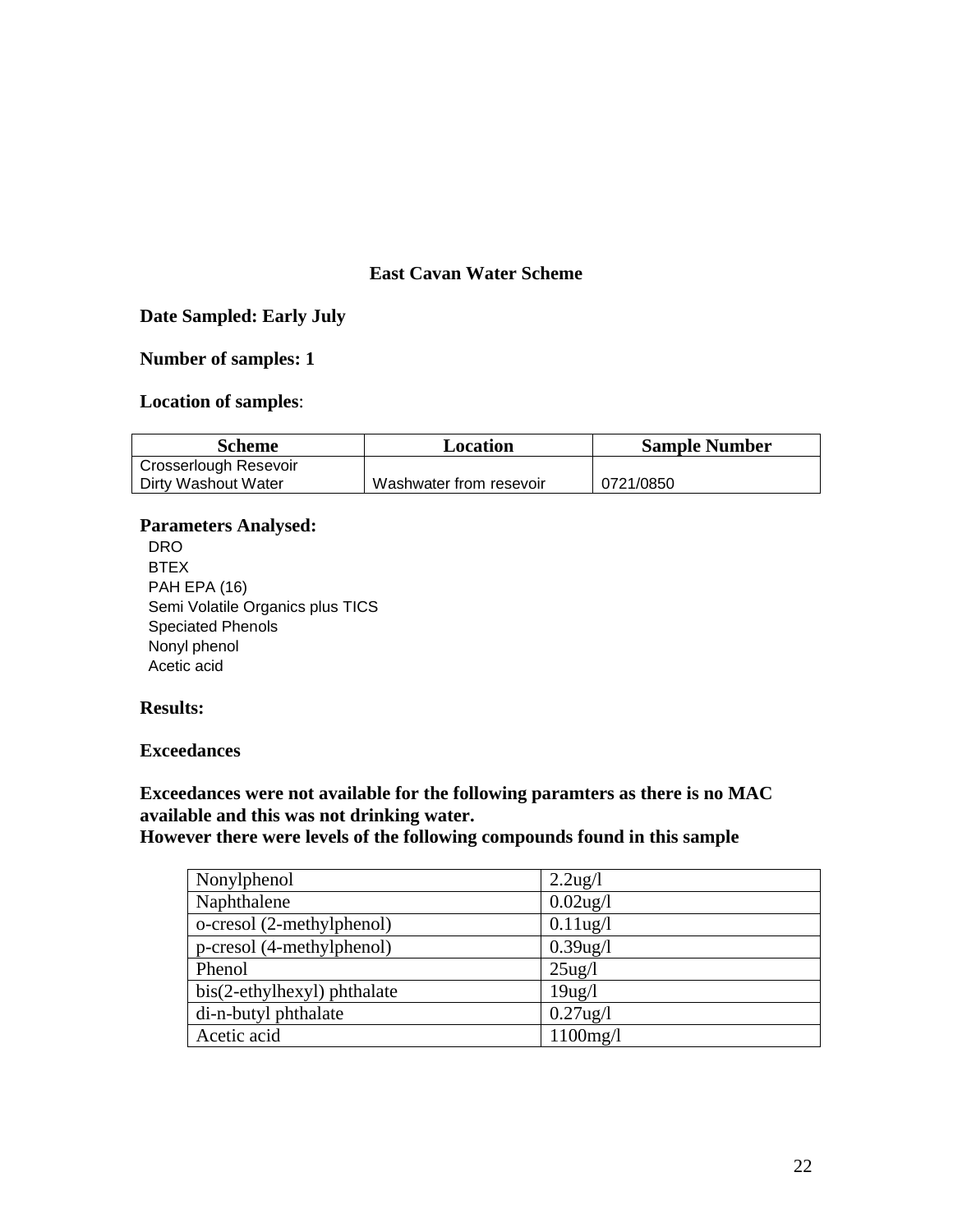## East Cavan Water Scheme

**Date Sampled: Early July**

**Number of samples: 1**

**Location of samples**:

| Scheme | Location | Sample Number |
|---|---|---|
| Crosserlough Resevoir Dirty Washout Water | Washwater from resevoir | 0721/0850 |

**Parameters Analysed:**

DRO
BTEX
PAH EPA (16)
Semi Volatile Organics plus TICS
Speciated Phenols
Nonyl phenol
Acetic acid

**Results:**

**Exceedances**

**Exceedances were not available for the following paramters as there is no MAC available and this was not drinking water.**
**However there were levels of the following compounds found in this sample**

| | |
|---|---|
| Nonylphenol | 2.2ug/l |
| Naphthalene | 0.02ug/l |
| o-cresol (2-methylphenol) | 0.11ug/l |
| p-cresol (4-methylphenol) | 0.39ug/l |
| Phenol | 25ug/l |
| bis(2-ethylhexyl) phthalate | 19ug/l |
| di-n-butyl phthalate | 0.27ug/l |
| Acetic acid | 1100mg/l |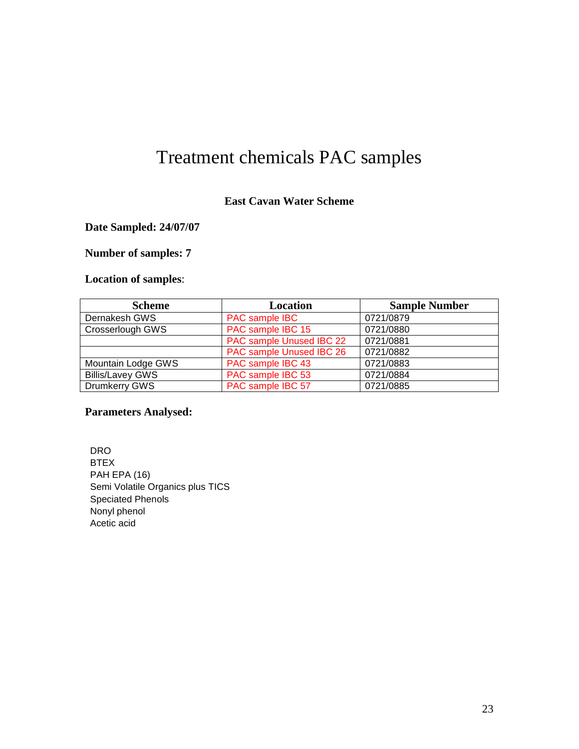# Treatment chemicals PAC samples

**East Cavan Water Scheme**

**Date Sampled: 24/07/07**

**Number of samples: 7**

**Location of samples**:

| Scheme | Location | Sample Number |
|---|---|---|
| Dernakesh GWS | PAC sample IBC | 0721/0879 |
| Crosserlough GWS | PAC sample IBC 15 | 0721/0880 |
| | PAC sample Unused IBC 22 | 0721/0881 |
| | PAC sample Unused IBC 26 | 0721/0882 |
| Mountain Lodge GWS | PAC sample IBC 43 | 0721/0883 |
| Billis/Lavey GWS | PAC sample IBC 53 | 0721/0884 |
| Drumkerry GWS | PAC sample IBC 57 | 0721/0885 |

**Parameters Analysed:**

DRO
BTEX
PAH EPA (16)
Semi Volatile Organics plus TICS
Speciated Phenols
Nonyl phenol
Acetic acid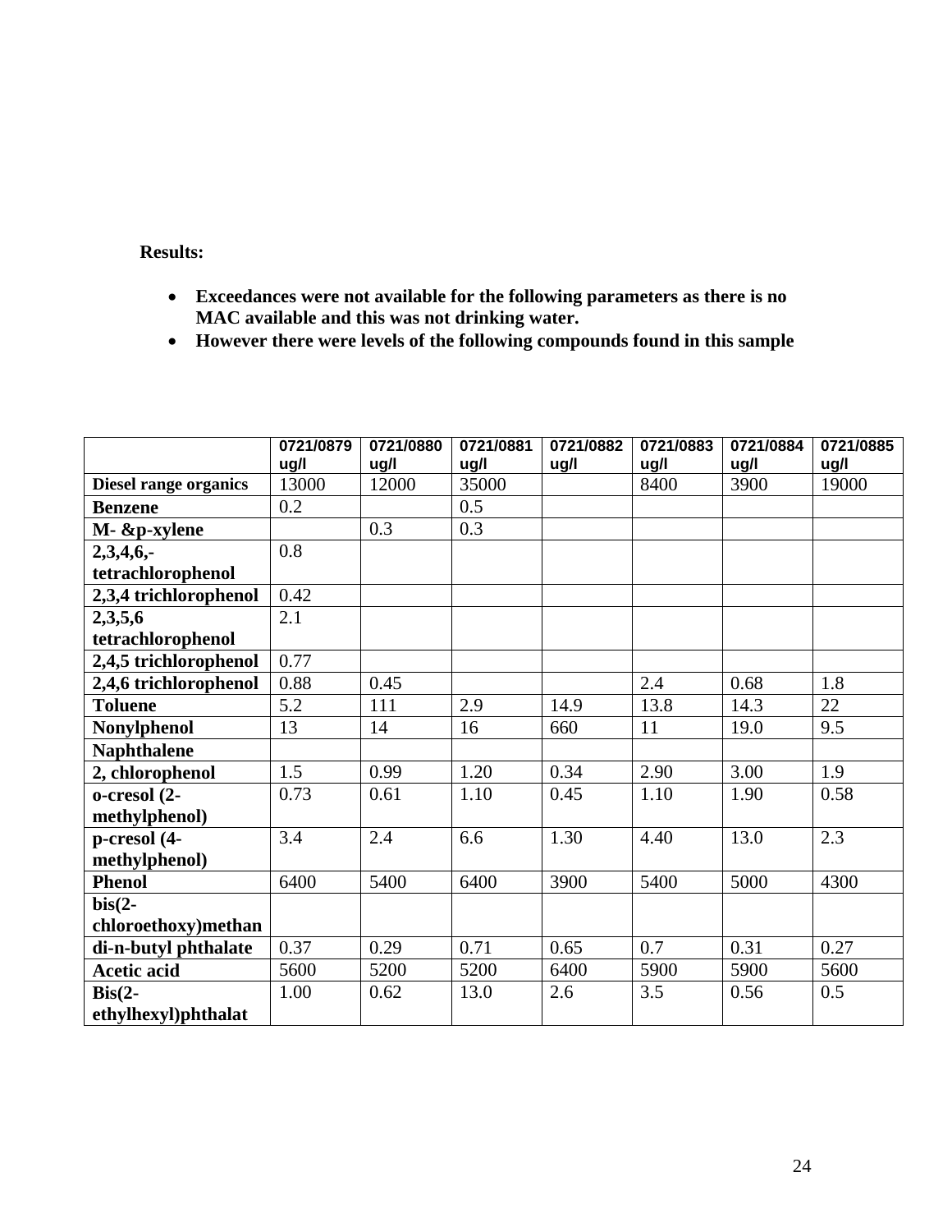**Results:**

- **Exceedances were not available for the following parameters as there is no MAC available and this was not drinking water.**
- **However there were levels of the following compounds found in this sample**

| | 0721/0879 ug/l | 0721/0880 ug/l | 0721/0881 ug/l | 0721/0882 ug/l | 0721/0883 ug/l | 0721/0884 ug/l | 0721/0885 ug/l |
|---|---|---|---|---|---|---|---|
| **Diesel range organics** | 13000 | 12000 | 35000 | | 8400 | 3900 | 19000 |
| **Benzene** | 0.2 | | 0.5 | | | | |
| **M- &p-xylene** | | 0.3 | 0.3 | | | | |
| **2,3,4,6,-tetrachlorophenol** | 0.8 | | | | | | |
| **2,3,4 trichlorophenol** | 0.42 | | | | | | |
| **2,3,5,6 tetrachlorophenol** | 2.1 | | | | | | |
| **2,4,5 trichlorophenol** | 0.77 | | | | | | |
| **2,4,6 trichlorophenol** | 0.88 | 0.45 | | | 2.4 | 0.68 | 1.8 |
| **Toluene** | 5.2 | 111 | 2.9 | 14.9 | 13.8 | 14.3 | 22 |
| **Nonylphenol** | 13 | 14 | 16 | 660 | 11 | 19.0 | 9.5 |
| **Naphthalene** | | | | | | | |
| **2, chlorophenol** | 1.5 | 0.99 | 1.20 | 0.34 | 2.90 | 3.00 | 1.9 |
| **o-cresol (2-methylphenol)** | 0.73 | 0.61 | 1.10 | 0.45 | 1.10 | 1.90 | 0.58 |
| **p-cresol (4-methylphenol)** | 3.4 | 2.4 | 6.6 | 1.30 | 4.40 | 13.0 | 2.3 |
| **Phenol** | 6400 | 5400 | 6400 | 3900 | 5400 | 5000 | 4300 |
| **bis(2-chloroethoxy)methan** | | | | | | | |
| **di-n-butyl phthalate** | 0.37 | 0.29 | 0.71 | 0.65 | 0.7 | 0.31 | 0.27 |
| **Acetic acid** | 5600 | 5200 | 5200 | 6400 | 5900 | 5900 | 5600 |
| **Bis(2-ethylhexyl)phthalat** | 1.00 | 0.62 | 13.0 | 2.6 | 3.5 | 0.56 | 0.5 |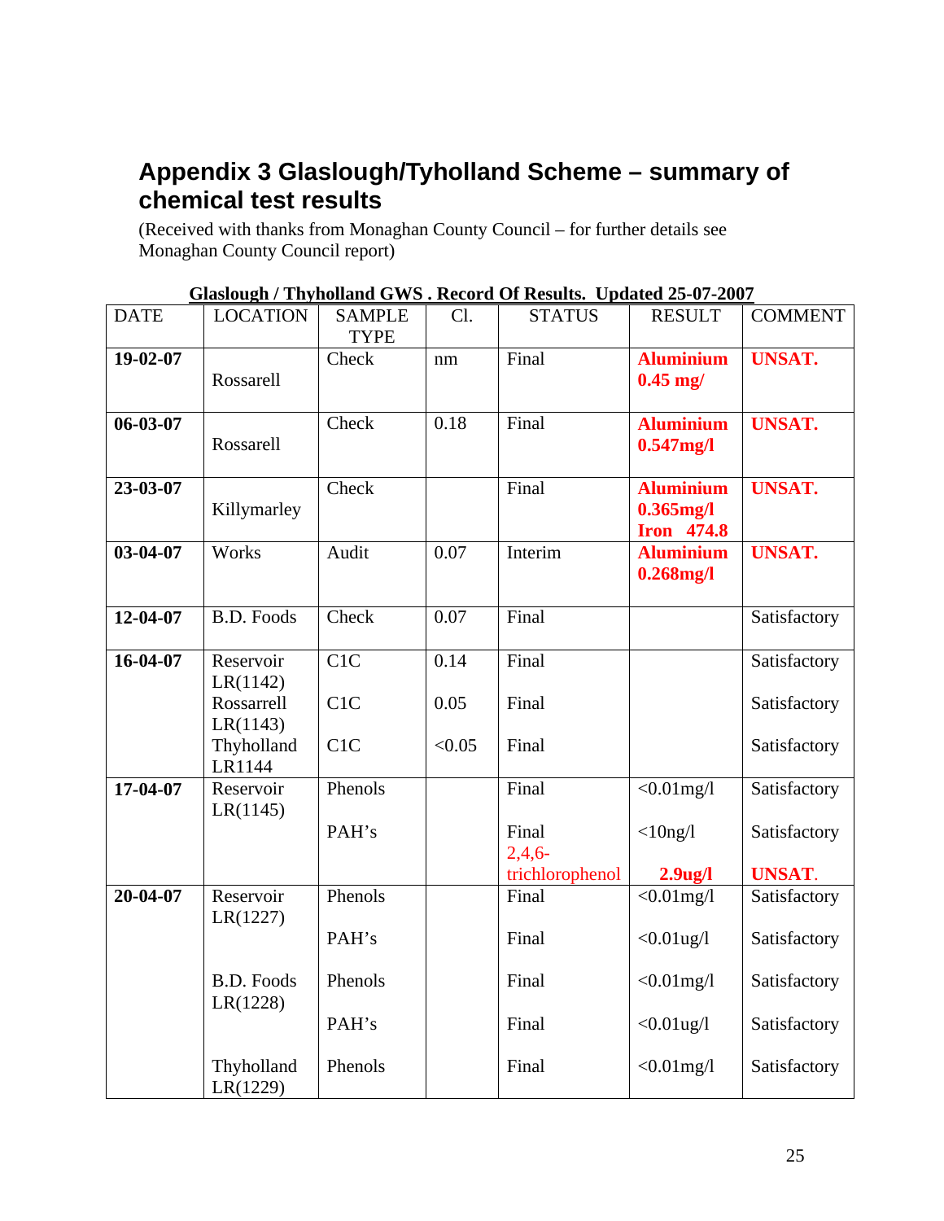## Appendix 3 Glaslough/Tyholland Scheme – summary of chemical test results

(Received with thanks from Monaghan County Council – for further details see Monaghan County Council report)

**Glaslough / Thyholland GWS . Record Of Results. Updated 25-07-2007**

| DATE | LOCATION | SAMPLE TYPE | Cl. | STATUS | RESULT | COMMENT |
|---|---|---|---|---|---|---|
| **19-02-07** | Rossarell | Check | nm | Final | **Aluminium 0.45 mg/** | **UNSAT.** |
| **06-03-07** | Rossarell | Check | 0.18 | Final | **Aluminium 0.547mg/l** | **UNSAT.** |
| **23-03-07** | Killymarley | Check | | Final | **Aluminium 0.365mg/l Iron 474.8** | **UNSAT.** |
| **03-04-07** | Works | Audit | 0.07 | Interim | **Aluminium 0.268mg/l** | **UNSAT.** |
| **12-04-07** | B.D. Foods | Check | 0.07 | Final | | Satisfactory |
| **16-04-07** | Reservoir LR(1142) | C1C | 0.14 | Final | | Satisfactory |
| | Rossarrell LR(1143) | C1C | 0.05 | Final | | Satisfactory |
| | Thyholland LR1144 | C1C | <0.05 | Final | | Satisfactory |
| **17-04-07** | Reservoir LR(1145) | Phenols | | Final | <0.01mg/l | Satisfactory |
| | | PAH's | | Final | <10ng/l | Satisfactory |
| | | | | 2,4,6-trichlorophenol | **2.9ug/l** | **UNSAT.** |
| **20-04-07** | Reservoir LR(1227) | Phenols | | Final | <0.01mg/l | Satisfactory |
| | | PAH's | | Final | <0.01ug/l | Satisfactory |
| | B.D. Foods LR(1228) | Phenols | | Final | <0.01mg/l | Satisfactory |
| | | PAH's | | Final | <0.01ug/l | Satisfactory |
| | Thyholland LR(1229) | Phenols | | Final | <0.01mg/l | Satisfactory |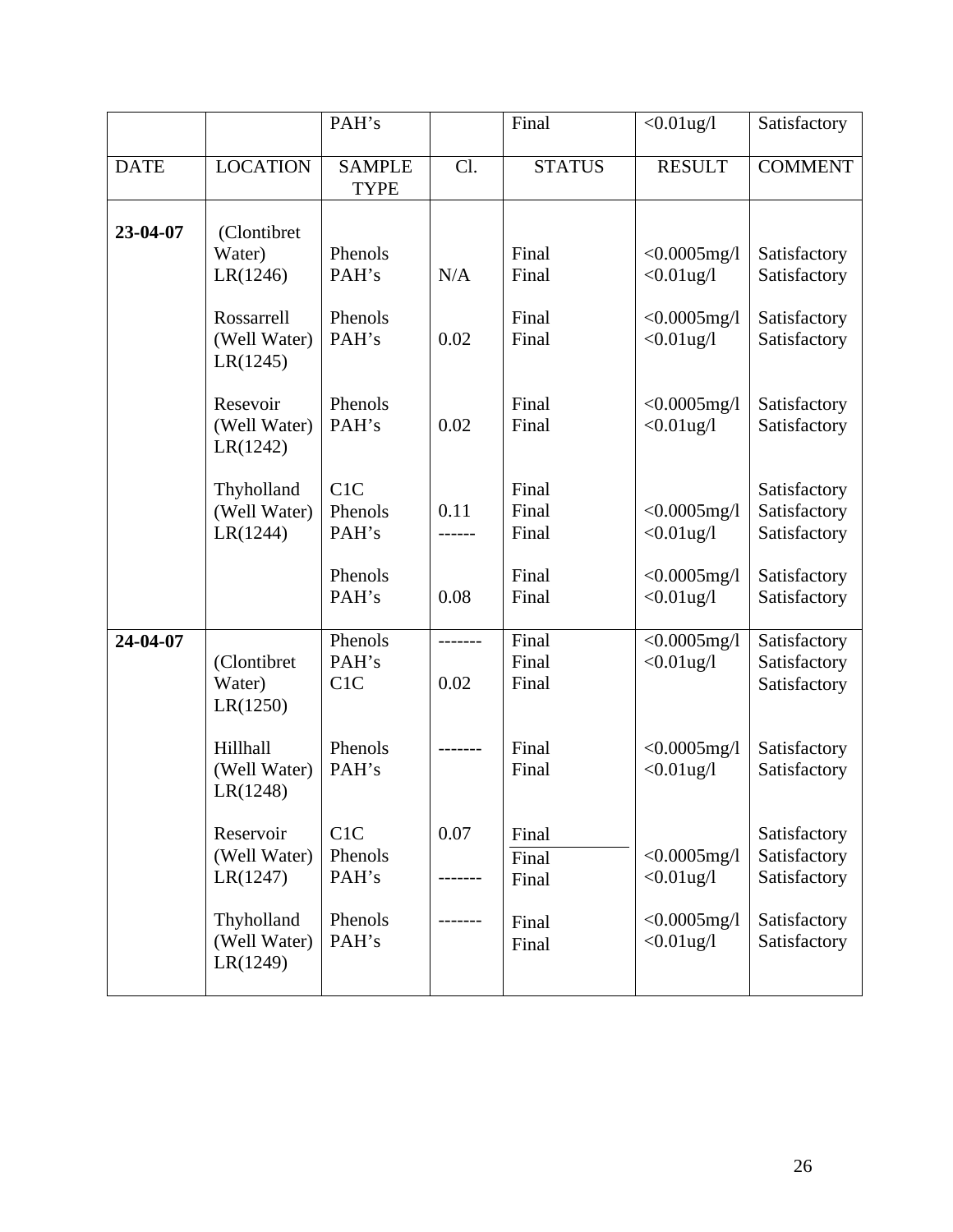|  |  | PAH's |  | Final | <0.01ug/l | Satisfactory |
|---|---|---|---|---|---|---|
| **DATE** | **LOCATION** | **SAMPLE TYPE** | **Cl.** | **STATUS** | **RESULT** | **COMMENT** |
| **23-04-07** | (Clontibret Water) LR(1246) | Phenols<br>PAH's | <br>N/A | Final<br>Final | <0.0005mg/l<br><0.01ug/l | Satisfactory<br>Satisfactory |
|  | Rossarrell (Well Water) LR(1245) | Phenols<br>PAH's | <br>0.02 | Final<br>Final | <0.0005mg/l<br><0.01ug/l | Satisfactory<br>Satisfactory |
|  | Resevoir (Well Water) LR(1242) | Phenols<br>PAH's | <br>0.02 | Final<br>Final | <0.0005mg/l<br><0.01ug/l | Satisfactory<br>Satisfactory |
|  | Thyholland (Well Water) LR(1244) | C1C<br>Phenols<br>PAH's | <br>0.11<br>------ | Final<br>Final<br>Final | <br><0.0005mg/l<br><0.01ug/l | Satisfactory<br>Satisfactory<br>Satisfactory |
|  |  | Phenols<br>PAH's | <br>0.08 | Final<br>Final | <0.0005mg/l<br><0.01ug/l | Satisfactory<br>Satisfactory |
| **24-04-07** | (Clontibret Water) LR(1250) | Phenols<br>PAH's<br>C1C | -------<br><br>0.02 | Final<br>Final<br>Final | <0.0005mg/l<br><0.01ug/l | Satisfactory<br>Satisfactory<br>Satisfactory |
|  | Hillhall (Well Water) LR(1248) | Phenols<br>PAH's | ------- | Final<br>Final | <0.0005mg/l<br><0.01ug/l | Satisfactory<br>Satisfactory |
|  | Reservoir (Well Water) LR(1247) | C1C<br>Phenols<br>PAH's | 0.07<br><br>------- | Final<br>Final<br>Final | <br><0.0005mg/l<br><0.01ug/l | Satisfactory<br>Satisfactory<br>Satisfactory |
|  | Thyholland (Well Water) LR(1249) | Phenols<br>PAH's | ------- | Final<br>Final | <0.0005mg/l<br><0.01ug/l | Satisfactory<br>Satisfactory |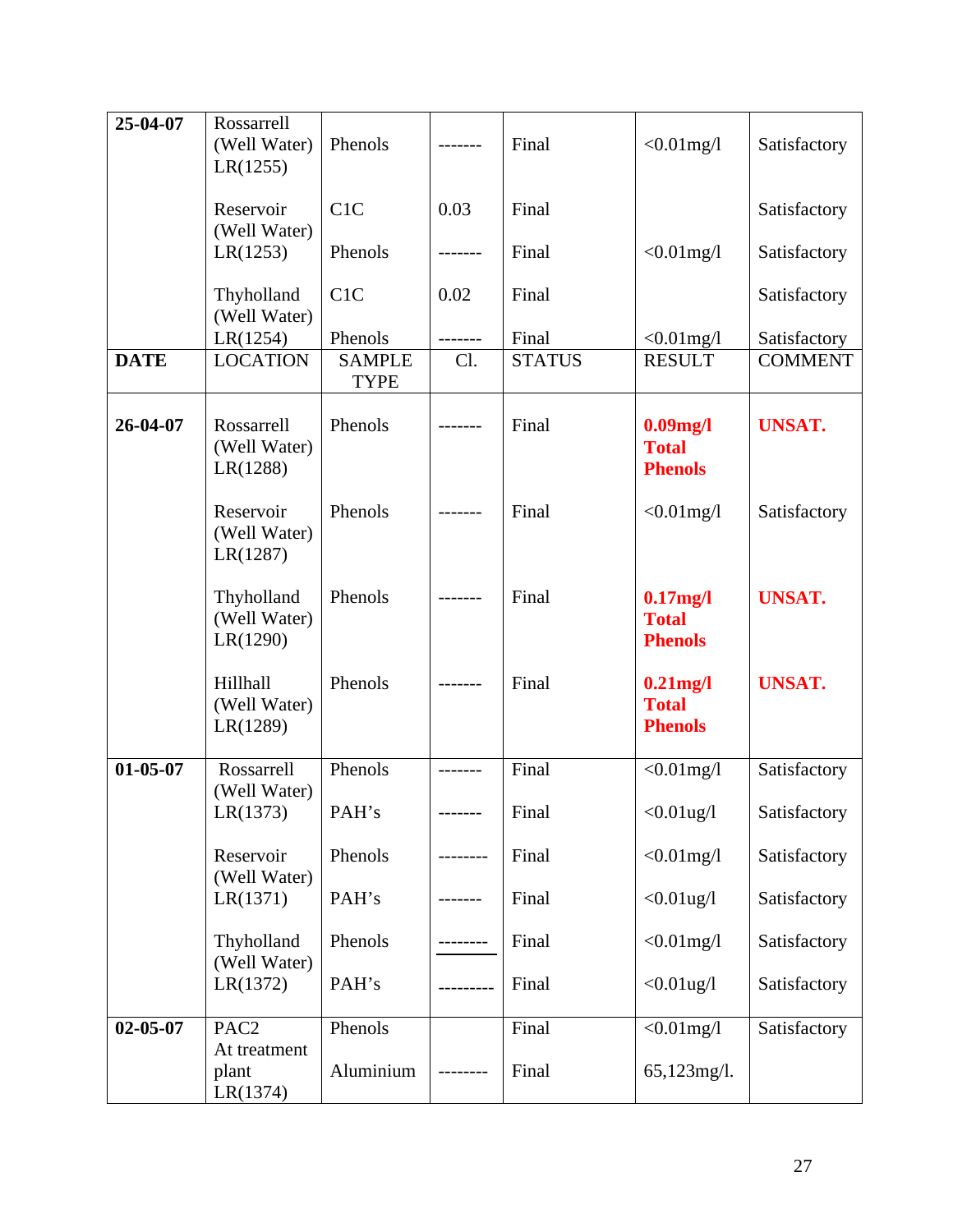| **25-04-07** | Rossarrell (Well Water) LR(1255) | Phenols | ------- | Final | <0.01mg/l | Satisfactory |
|---|---|---|---|---|---|---|
| | Reservoir (Well Water) LR(1253) | C1C | 0.03 | Final | | Satisfactory |
| | | Phenols | ------- | Final | <0.01mg/l | Satisfactory |
| | Thyholland (Well Water) LR(1254) | C1C | 0.02 | Final | | Satisfactory |
| | | Phenols | ------- | Final | <0.01mg/l | Satisfactory |
| **DATE** | LOCATION | SAMPLE TYPE | Cl. | STATUS | RESULT | COMMENT |
| **26-04-07** | Rossarrell (Well Water) LR(1288) | Phenols | ------- | Final | **0.09mg/l Total Phenols** | **UNSAT.** |
| | Reservoir (Well Water) LR(1287) | Phenols | ------- | Final | <0.01mg/l | Satisfactory |
| | Thyholland (Well Water) LR(1290) | Phenols | ------- | Final | **0.17mg/l Total Phenols** | **UNSAT.** |
| | Hillhall (Well Water) LR(1289) | Phenols | ------- | Final | **0.21mg/l Total Phenols** | **UNSAT.** |
| **01-05-07** | Rossarrell (Well Water) LR(1373) | Phenols | ------- | Final | <0.01mg/l | Satisfactory |
| | | PAH's | ------- | Final | <0.01ug/l | Satisfactory |
| | Reservoir (Well Water) LR(1371) | Phenols | -------- | Final | <0.01mg/l | Satisfactory |
| | | PAH's | ------- | Final | <0.01ug/l | Satisfactory |
| | Thyholland (Well Water) LR(1372) | Phenols | -------- | Final | <0.01mg/l | Satisfactory |
| | | PAH's | --------- | Final | <0.01ug/l | Satisfactory |
| **02-05-07** | PAC2 At treatment plant LR(1374) | Phenols | | Final | <0.01mg/l | Satisfactory |
| | | Aluminium | -------- | Final | 65,123mg/l. | |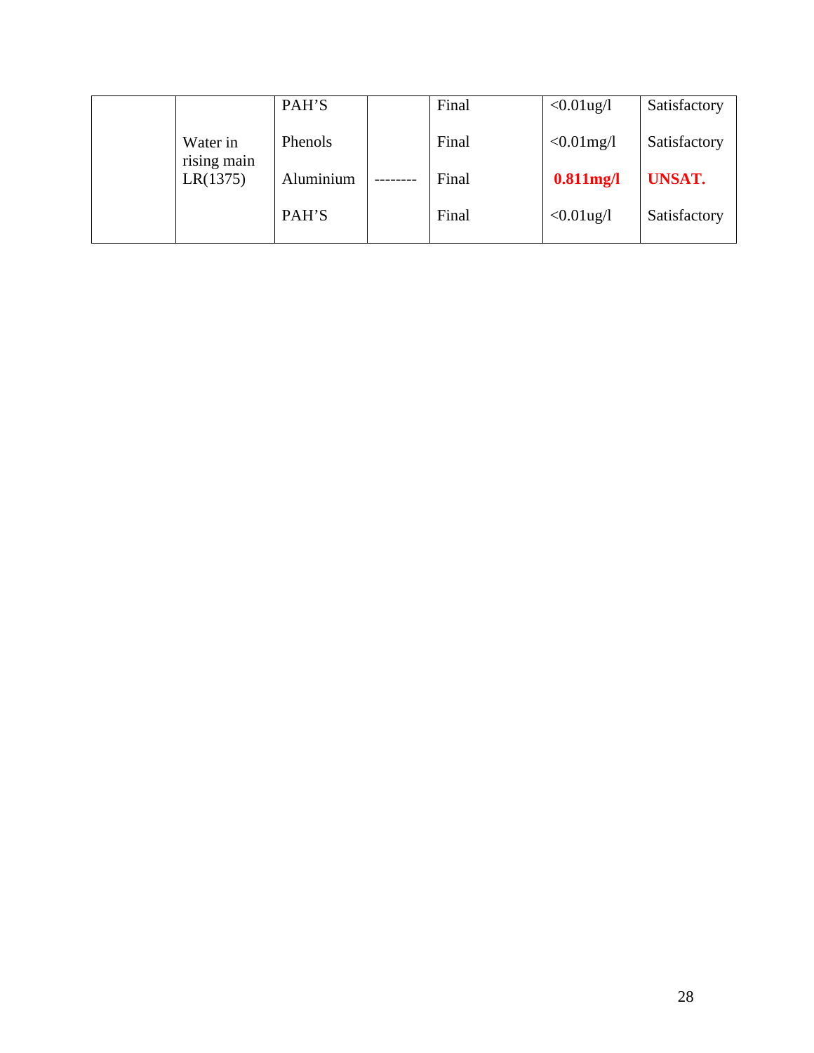|  |  |  |  |  |  |  |
|---|---|---|---|---|---|---|
|  | Water in rising main LR(1375) | PAH'S |  | Final | <0.01ug/l | Satisfactory |
|  |  | Phenols |  | Final | <0.01mg/l | Satisfactory |
|  |  | Aluminium | -------- | Final | **0.811mg/l** | **UNSAT.** |
|  |  | PAH'S |  | Final | <0.01ug/l | Satisfactory |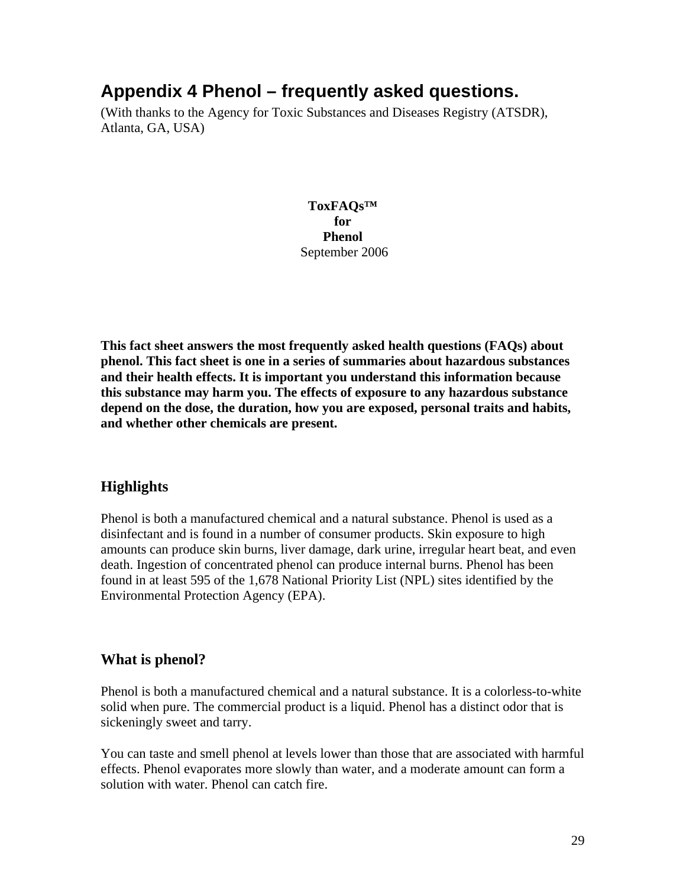# Appendix 4 Phenol – frequently asked questions.

(With thanks to the Agency for Toxic Substances and Diseases Registry (ATSDR), Atlanta, GA, USA)

**ToxFAQs™**
**for**
**Phenol**
September 2006

**This fact sheet answers the most frequently asked health questions (FAQs) about phenol. This fact sheet is one in a series of summaries about hazardous substances and their health effects. It is important you understand this information because this substance may harm you. The effects of exposure to any hazardous substance depend on the dose, the duration, how you are exposed, personal traits and habits, and whether other chemicals are present.**

## Highlights

Phenol is both a manufactured chemical and a natural substance. Phenol is used as a disinfectant and is found in a number of consumer products. Skin exposure to high amounts can produce skin burns, liver damage, dark urine, irregular heart beat, and even death. Ingestion of concentrated phenol can produce internal burns. Phenol has been found in at least 595 of the 1,678 National Priority List (NPL) sites identified by the Environmental Protection Agency (EPA).

## What is phenol?

Phenol is both a manufactured chemical and a natural substance. It is a colorless-to-white solid when pure. The commercial product is a liquid. Phenol has a distinct odor that is sickeningly sweet and tarry.

You can taste and smell phenol at levels lower than those that are associated with harmful effects. Phenol evaporates more slowly than water, and a moderate amount can form a solution with water. Phenol can catch fire.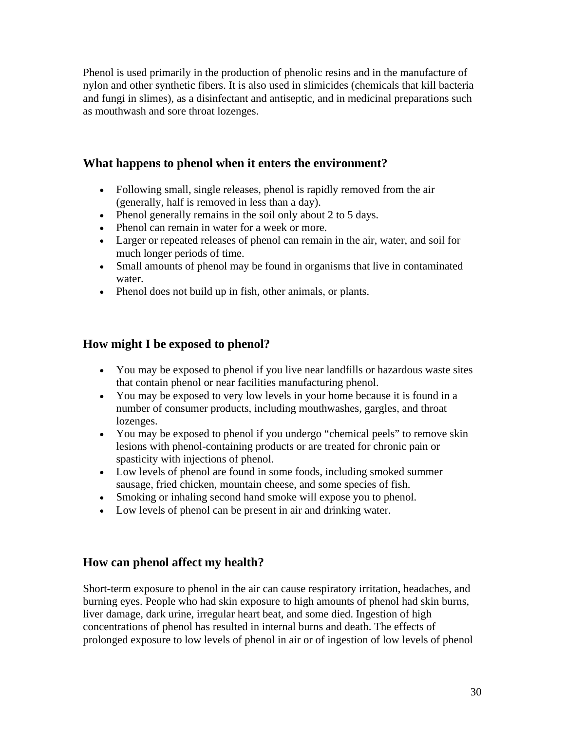Phenol is used primarily in the production of phenolic resins and in the manufacture of nylon and other synthetic fibers. It is also used in slimicides (chemicals that kill bacteria and fungi in slimes), as a disinfectant and antiseptic, and in medicinal preparations such as mouthwash and sore throat lozenges.

## What happens to phenol when it enters the environment?

- Following small, single releases, phenol is rapidly removed from the air (generally, half is removed in less than a day).
- Phenol generally remains in the soil only about 2 to 5 days.
- Phenol can remain in water for a week or more.
- Larger or repeated releases of phenol can remain in the air, water, and soil for much longer periods of time.
- Small amounts of phenol may be found in organisms that live in contaminated water.
- Phenol does not build up in fish, other animals, or plants.

## How might I be exposed to phenol?

- You may be exposed to phenol if you live near landfills or hazardous waste sites that contain phenol or near facilities manufacturing phenol.
- You may be exposed to very low levels in your home because it is found in a number of consumer products, including mouthwashes, gargles, and throat lozenges.
- You may be exposed to phenol if you undergo "chemical peels" to remove skin lesions with phenol-containing products or are treated for chronic pain or spasticity with injections of phenol.
- Low levels of phenol are found in some foods, including smoked summer sausage, fried chicken, mountain cheese, and some species of fish.
- Smoking or inhaling second hand smoke will expose you to phenol.
- Low levels of phenol can be present in air and drinking water.

## How can phenol affect my health?

Short-term exposure to phenol in the air can cause respiratory irritation, headaches, and burning eyes. People who had skin exposure to high amounts of phenol had skin burns, liver damage, dark urine, irregular heart beat, and some died. Ingestion of high concentrations of phenol has resulted in internal burns and death. The effects of prolonged exposure to low levels of phenol in air or of ingestion of low levels of phenol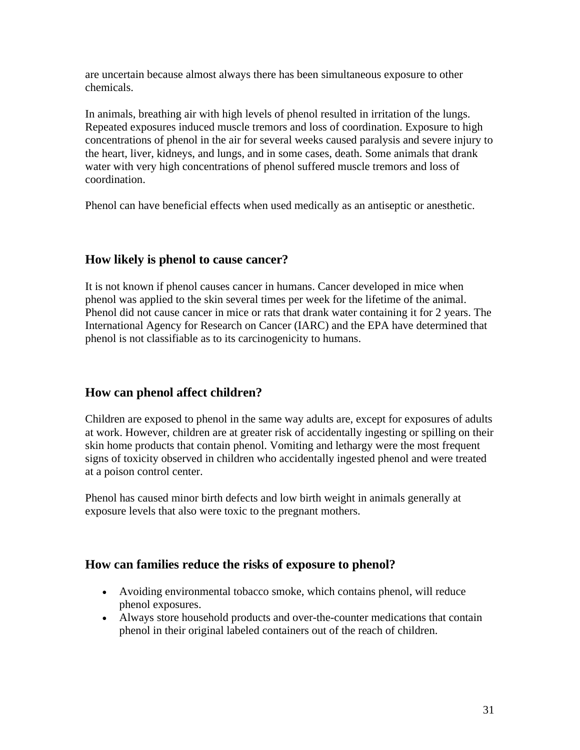are uncertain because almost always there has been simultaneous exposure to other chemicals.

In animals, breathing air with high levels of phenol resulted in irritation of the lungs. Repeated exposures induced muscle tremors and loss of coordination. Exposure to high concentrations of phenol in the air for several weeks caused paralysis and severe injury to the heart, liver, kidneys, and lungs, and in some cases, death. Some animals that drank water with very high concentrations of phenol suffered muscle tremors and loss of coordination.

Phenol can have beneficial effects when used medically as an antiseptic or anesthetic.

## How likely is phenol to cause cancer?

It is not known if phenol causes cancer in humans. Cancer developed in mice when phenol was applied to the skin several times per week for the lifetime of the animal. Phenol did not cause cancer in mice or rats that drank water containing it for 2 years. The International Agency for Research on Cancer (IARC) and the EPA have determined that phenol is not classifiable as to its carcinogenicity to humans.

## How can phenol affect children?

Children are exposed to phenol in the same way adults are, except for exposures of adults at work. However, children are at greater risk of accidentally ingesting or spilling on their skin home products that contain phenol. Vomiting and lethargy were the most frequent signs of toxicity observed in children who accidentally ingested phenol and were treated at a poison control center.

Phenol has caused minor birth defects and low birth weight in animals generally at exposure levels that also were toxic to the pregnant mothers.

## How can families reduce the risks of exposure to phenol?

- Avoiding environmental tobacco smoke, which contains phenol, will reduce phenol exposures.
- Always store household products and over-the-counter medications that contain phenol in their original labeled containers out of the reach of children.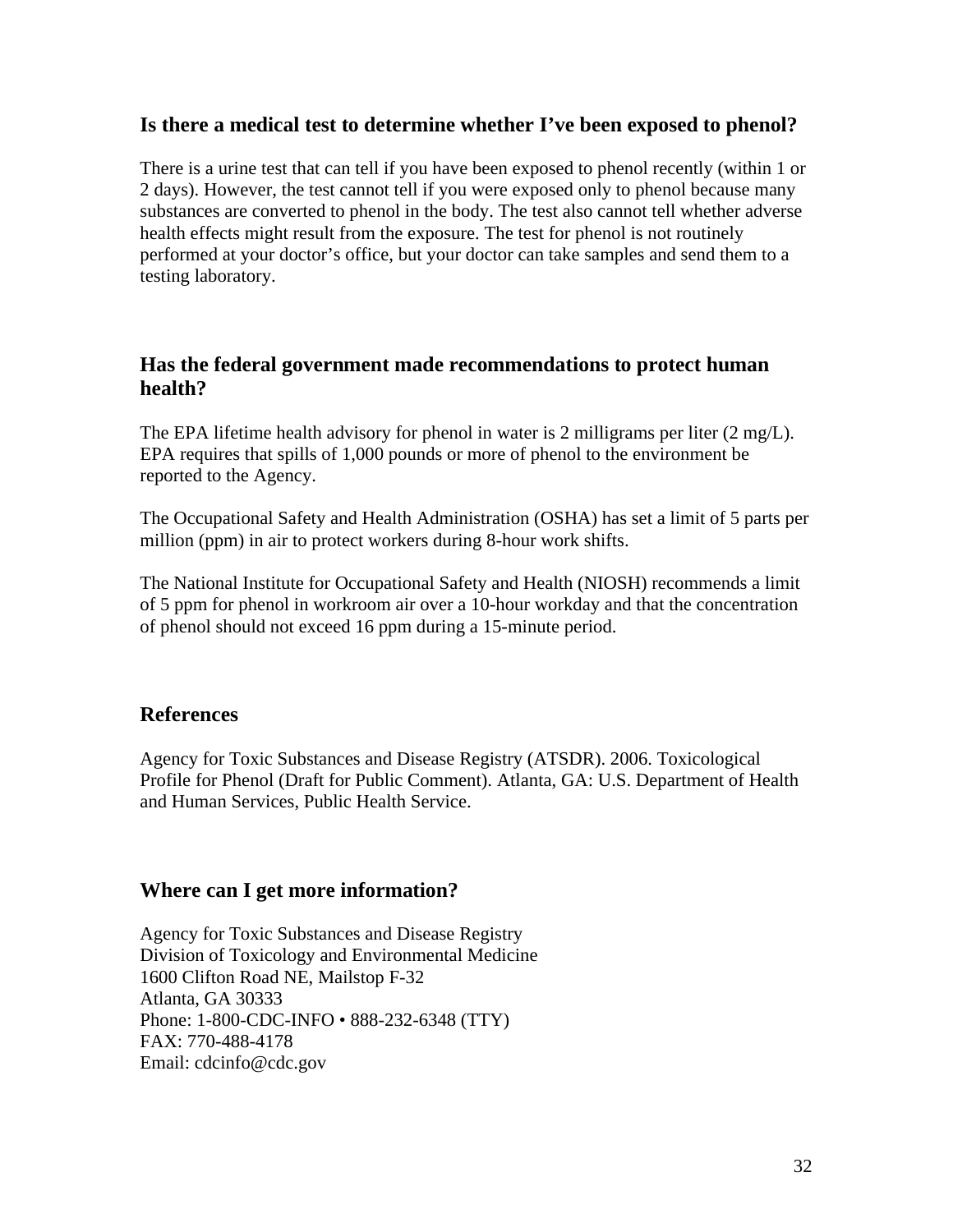## Is there a medical test to determine whether I've been exposed to phenol?

There is a urine test that can tell if you have been exposed to phenol recently (within 1 or 2 days). However, the test cannot tell if you were exposed only to phenol because many substances are converted to phenol in the body. The test also cannot tell whether adverse health effects might result from the exposure. The test for phenol is not routinely performed at your doctor's office, but your doctor can take samples and send them to a testing laboratory.

## Has the federal government made recommendations to protect human health?

The EPA lifetime health advisory for phenol in water is 2 milligrams per liter (2 mg/L). EPA requires that spills of 1,000 pounds or more of phenol to the environment be reported to the Agency.

The Occupational Safety and Health Administration (OSHA) has set a limit of 5 parts per million (ppm) in air to protect workers during 8-hour work shifts.

The National Institute for Occupational Safety and Health (NIOSH) recommends a limit of 5 ppm for phenol in workroom air over a 10-hour workday and that the concentration of phenol should not exceed 16 ppm during a 15-minute period.

## References

Agency for Toxic Substances and Disease Registry (ATSDR). 2006. Toxicological Profile for Phenol (Draft for Public Comment). Atlanta, GA: U.S. Department of Health and Human Services, Public Health Service.

## Where can I get more information?

Agency for Toxic Substances and Disease Registry
Division of Toxicology and Environmental Medicine
1600 Clifton Road NE, Mailstop F-32
Atlanta, GA 30333
Phone: 1-800-CDC-INFO • 888-232-6348 (TTY)
FAX: 770-488-4178
Email: cdcinfo@cdc.gov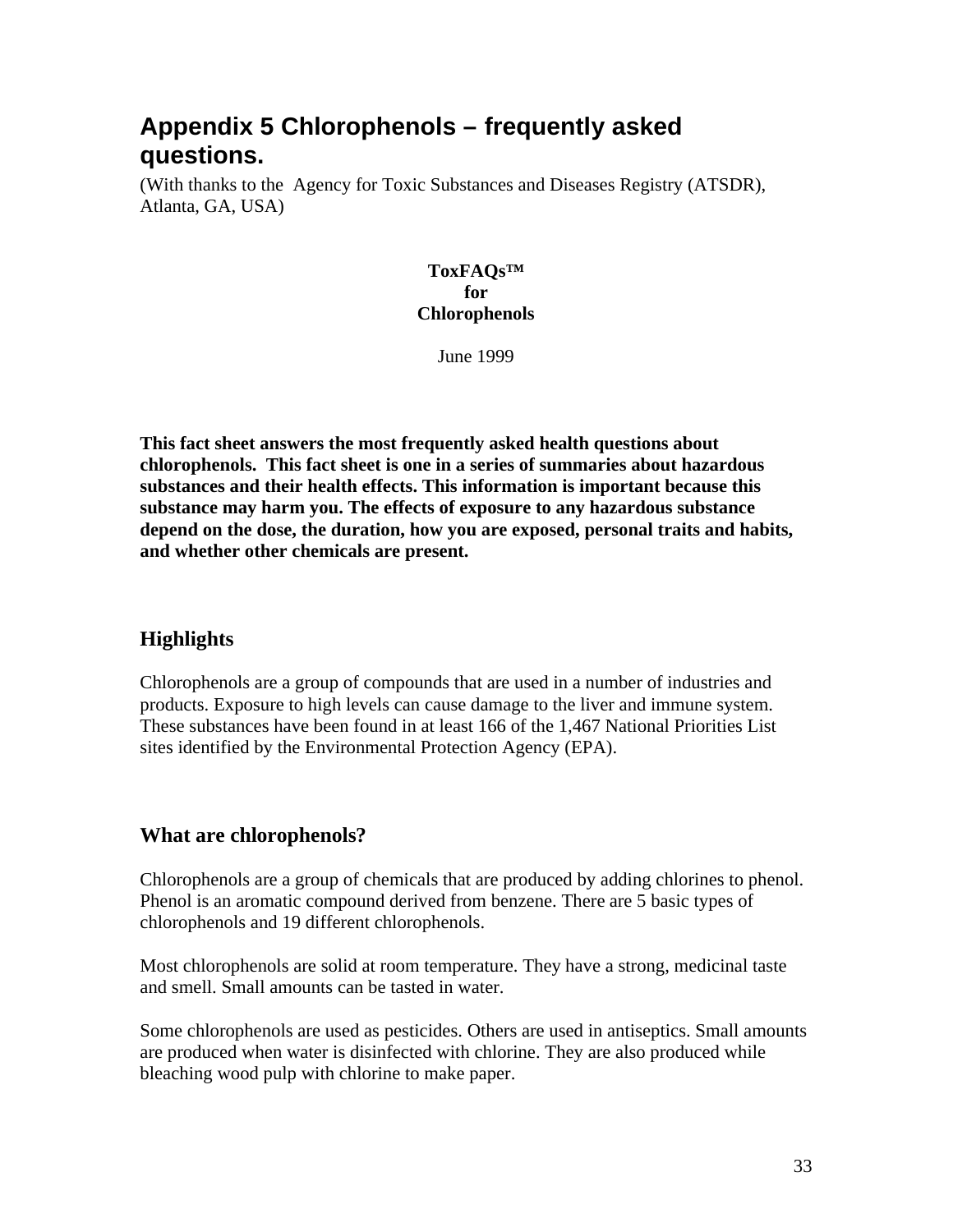# Appendix 5 Chlorophenols – frequently asked questions.

(With thanks to the Agency for Toxic Substances and Diseases Registry (ATSDR), Atlanta, GA, USA)

**ToxFAQs™**
**for**
**Chlorophenols**

June 1999

**This fact sheet answers the most frequently asked health questions about chlorophenols. This fact sheet is one in a series of summaries about hazardous substances and their health effects. This information is important because this substance may harm you. The effects of exposure to any hazardous substance depend on the dose, the duration, how you are exposed, personal traits and habits, and whether other chemicals are present.**

## Highlights

Chlorophenols are a group of compounds that are used in a number of industries and products. Exposure to high levels can cause damage to the liver and immune system. These substances have been found in at least 166 of the 1,467 National Priorities List sites identified by the Environmental Protection Agency (EPA).

## What are chlorophenols?

Chlorophenols are a group of chemicals that are produced by adding chlorines to phenol. Phenol is an aromatic compound derived from benzene. There are 5 basic types of chlorophenols and 19 different chlorophenols.

Most chlorophenols are solid at room temperature. They have a strong, medicinal taste and smell. Small amounts can be tasted in water.

Some chlorophenols are used as pesticides. Others are used in antiseptics. Small amounts are produced when water is disinfected with chlorine. They are also produced while bleaching wood pulp with chlorine to make paper.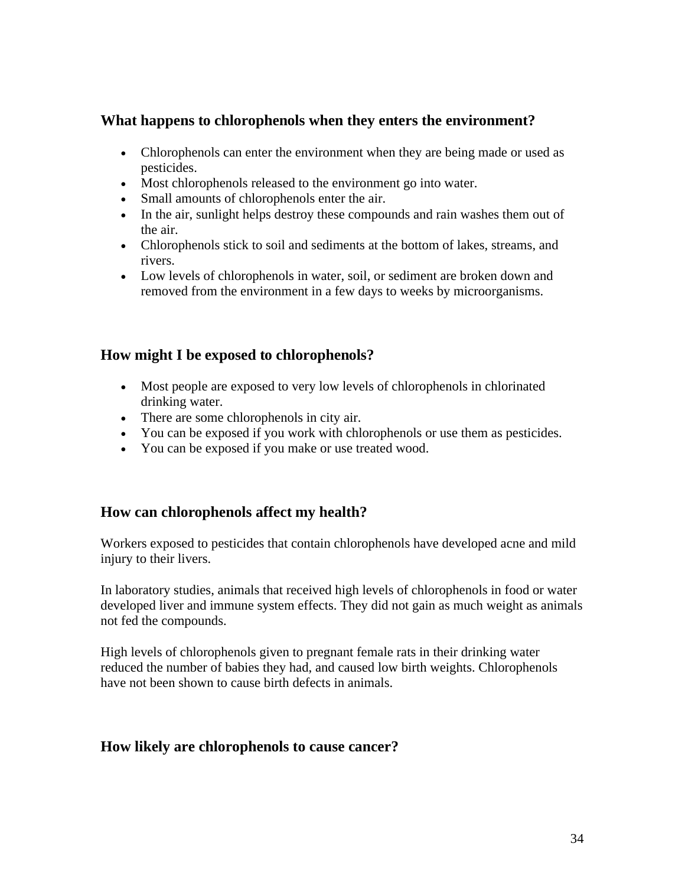## What happens to chlorophenols when they enters the environment?

- Chlorophenols can enter the environment when they are being made or used as pesticides.
- Most chlorophenols released to the environment go into water.
- Small amounts of chlorophenols enter the air.
- In the air, sunlight helps destroy these compounds and rain washes them out of the air.
- Chlorophenols stick to soil and sediments at the bottom of lakes, streams, and rivers.
- Low levels of chlorophenols in water, soil, or sediment are broken down and removed from the environment in a few days to weeks by microorganisms.

## How might I be exposed to chlorophenols?

- Most people are exposed to very low levels of chlorophenols in chlorinated drinking water.
- There are some chlorophenols in city air.
- You can be exposed if you work with chlorophenols or use them as pesticides.
- You can be exposed if you make or use treated wood.

## How can chlorophenols affect my health?

Workers exposed to pesticides that contain chlorophenols have developed acne and mild injury to their livers.

In laboratory studies, animals that received high levels of chlorophenols in food or water developed liver and immune system effects. They did not gain as much weight as animals not fed the compounds.

High levels of chlorophenols given to pregnant female rats in their drinking water reduced the number of babies they had, and caused low birth weights. Chlorophenols have not been shown to cause birth defects in animals.

## How likely are chlorophenols to cause cancer?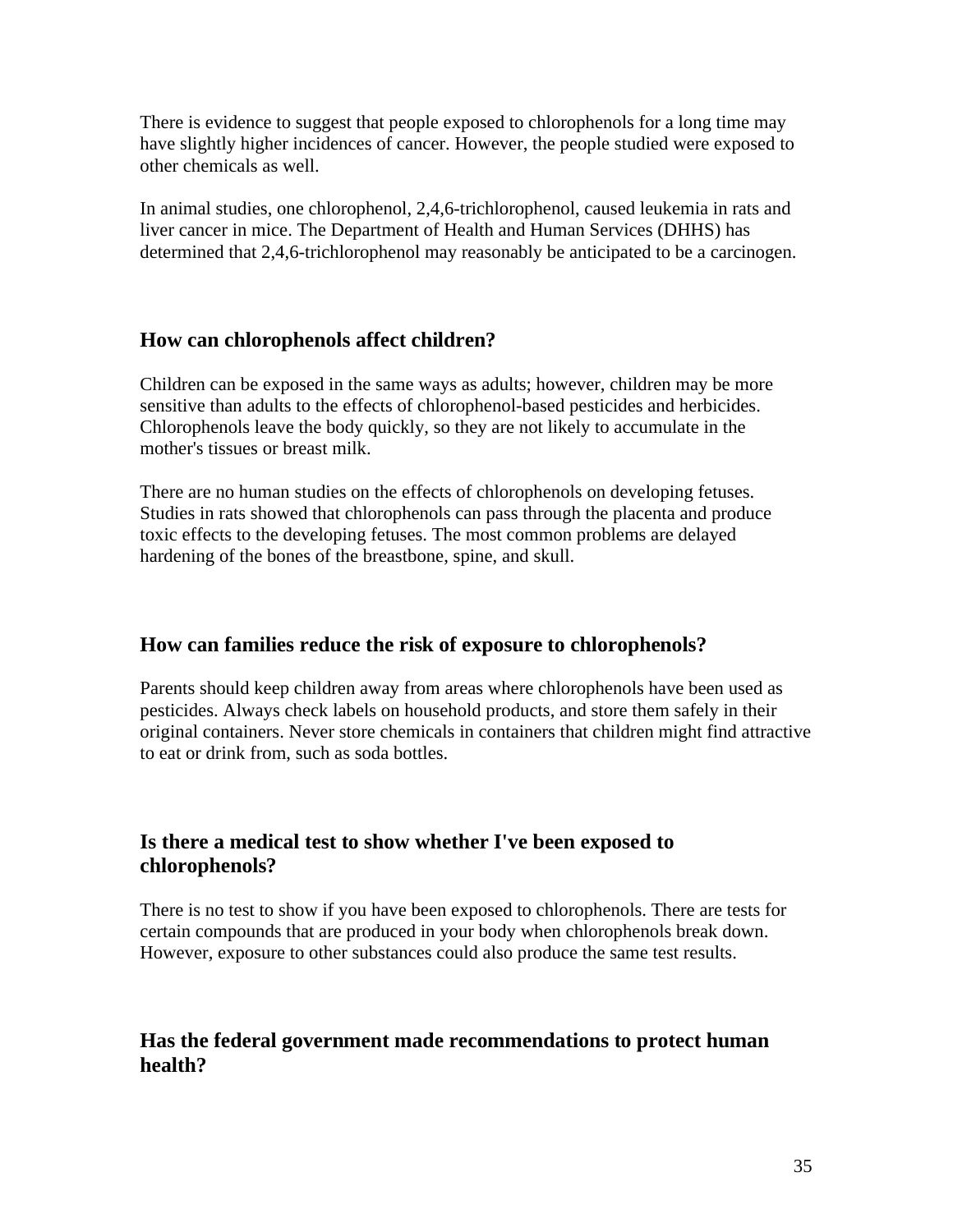There is evidence to suggest that people exposed to chlorophenols for a long time may have slightly higher incidences of cancer. However, the people studied were exposed to other chemicals as well.

In animal studies, one chlorophenol, 2,4,6-trichlorophenol, caused leukemia in rats and liver cancer in mice. The Department of Health and Human Services (DHHS) has determined that 2,4,6-trichlorophenol may reasonably be anticipated to be a carcinogen.

## How can chlorophenols affect children?

Children can be exposed in the same ways as adults; however, children may be more sensitive than adults to the effects of chlorophenol-based pesticides and herbicides. Chlorophenols leave the body quickly, so they are not likely to accumulate in the mother's tissues or breast milk.

There are no human studies on the effects of chlorophenols on developing fetuses. Studies in rats showed that chlorophenols can pass through the placenta and produce toxic effects to the developing fetuses. The most common problems are delayed hardening of the bones of the breastbone, spine, and skull.

## How can families reduce the risk of exposure to chlorophenols?

Parents should keep children away from areas where chlorophenols have been used as pesticides. Always check labels on household products, and store them safely in their original containers. Never store chemicals in containers that children might find attractive to eat or drink from, such as soda bottles.

## Is there a medical test to show whether I've been exposed to chlorophenols?

There is no test to show if you have been exposed to chlorophenols. There are tests for certain compounds that are produced in your body when chlorophenols break down. However, exposure to other substances could also produce the same test results.

## Has the federal government made recommendations to protect human health?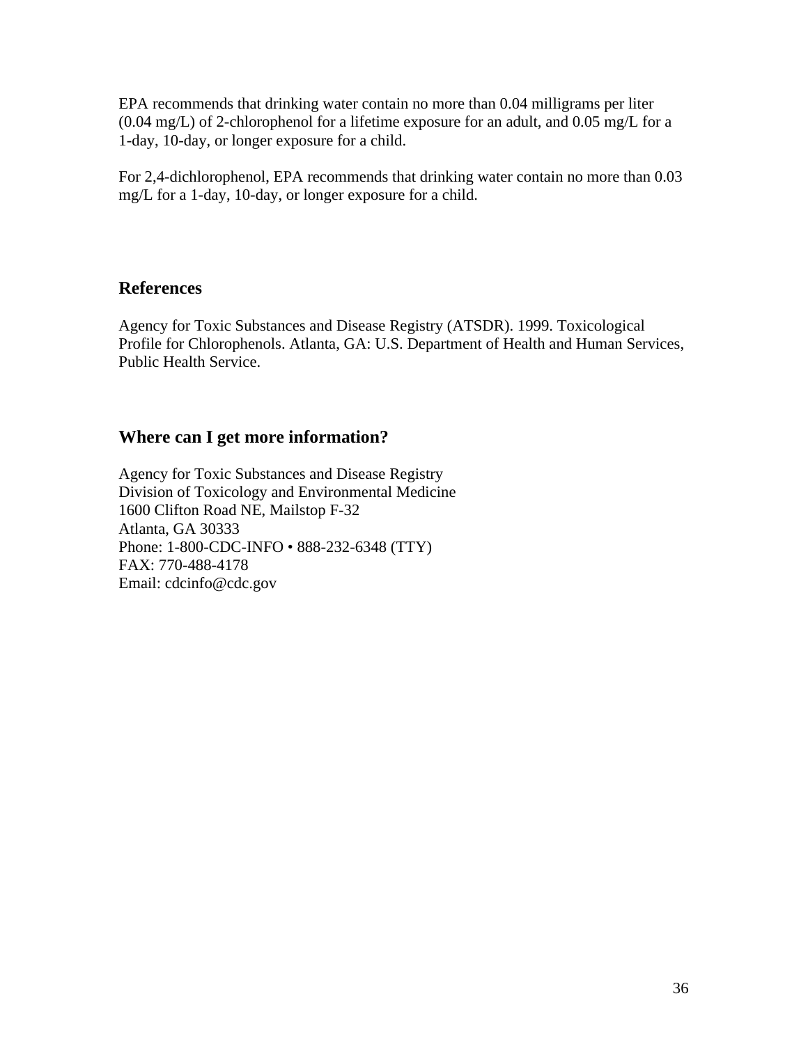EPA recommends that drinking water contain no more than 0.04 milligrams per liter (0.04 mg/L) of 2-chlorophenol for a lifetime exposure for an adult, and 0.05 mg/L for a 1-day, 10-day, or longer exposure for a child.

For 2,4-dichlorophenol, EPA recommends that drinking water contain no more than 0.03 mg/L for a 1-day, 10-day, or longer exposure for a child.

## References

Agency for Toxic Substances and Disease Registry (ATSDR). 1999. Toxicological Profile for Chlorophenols. Atlanta, GA: U.S. Department of Health and Human Services, Public Health Service.

## Where can I get more information?

Agency for Toxic Substances and Disease Registry
Division of Toxicology and Environmental Medicine
1600 Clifton Road NE, Mailstop F-32
Atlanta, GA 30333
Phone: 1-800-CDC-INFO • 888-232-6348 (TTY)
FAX: 770-488-4178
Email: cdcinfo@cdc.gov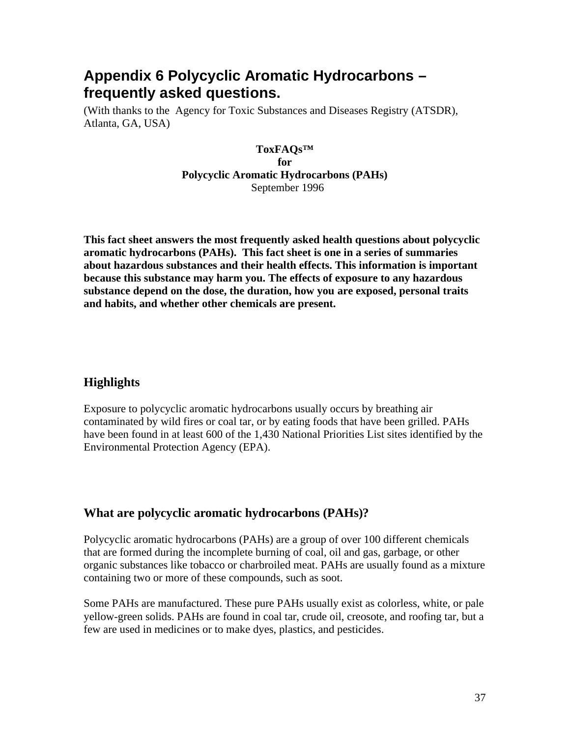# Appendix 6 Polycyclic Aromatic Hydrocarbons – frequently asked questions.

(With thanks to the Agency for Toxic Substances and Diseases Registry (ATSDR), Atlanta, GA, USA)

**ToxFAQs™**
**for**
**Polycyclic Aromatic Hydrocarbons (PAHs)**
September 1996

**This fact sheet answers the most frequently asked health questions about polycyclic aromatic hydrocarbons (PAHs). This fact sheet is one in a series of summaries about hazardous substances and their health effects. This information is important because this substance may harm you. The effects of exposure to any hazardous substance depend on the dose, the duration, how you are exposed, personal traits and habits, and whether other chemicals are present.**

## Highlights

Exposure to polycyclic aromatic hydrocarbons usually occurs by breathing air contaminated by wild fires or coal tar, or by eating foods that have been grilled. PAHs have been found in at least 600 of the 1,430 National Priorities List sites identified by the Environmental Protection Agency (EPA).

## What are polycyclic aromatic hydrocarbons (PAHs)?

Polycyclic aromatic hydrocarbons (PAHs) are a group of over 100 different chemicals that are formed during the incomplete burning of coal, oil and gas, garbage, or other organic substances like tobacco or charbroiled meat. PAHs are usually found as a mixture containing two or more of these compounds, such as soot.

Some PAHs are manufactured. These pure PAHs usually exist as colorless, white, or pale yellow-green solids. PAHs are found in coal tar, crude oil, creosote, and roofing tar, but a few are used in medicines or to make dyes, plastics, and pesticides.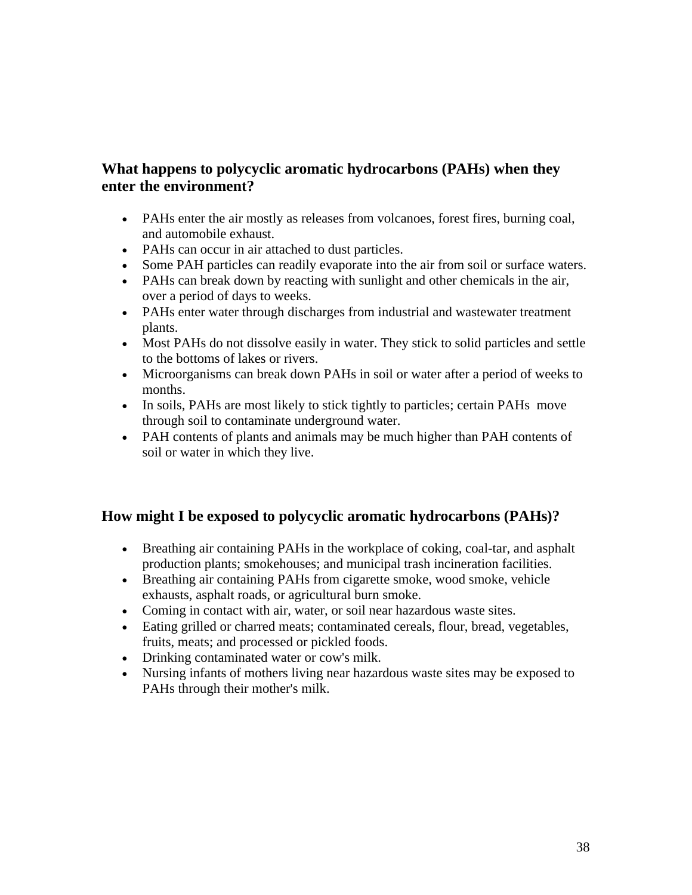## What happens to polycyclic aromatic hydrocarbons (PAHs) when they enter the environment?

- PAHs enter the air mostly as releases from volcanoes, forest fires, burning coal, and automobile exhaust.
- PAHs can occur in air attached to dust particles.
- Some PAH particles can readily evaporate into the air from soil or surface waters.
- PAHs can break down by reacting with sunlight and other chemicals in the air, over a period of days to weeks.
- PAHs enter water through discharges from industrial and wastewater treatment plants.
- Most PAHs do not dissolve easily in water. They stick to solid particles and settle to the bottoms of lakes or rivers.
- Microorganisms can break down PAHs in soil or water after a period of weeks to months.
- In soils, PAHs are most likely to stick tightly to particles; certain PAHs move through soil to contaminate underground water.
- PAH contents of plants and animals may be much higher than PAH contents of soil or water in which they live.

## How might I be exposed to polycyclic aromatic hydrocarbons (PAHs)?

- Breathing air containing PAHs in the workplace of coking, coal-tar, and asphalt production plants; smokehouses; and municipal trash incineration facilities.
- Breathing air containing PAHs from cigarette smoke, wood smoke, vehicle exhausts, asphalt roads, or agricultural burn smoke.
- Coming in contact with air, water, or soil near hazardous waste sites.
- Eating grilled or charred meats; contaminated cereals, flour, bread, vegetables, fruits, meats; and processed or pickled foods.
- Drinking contaminated water or cow's milk.
- Nursing infants of mothers living near hazardous waste sites may be exposed to PAHs through their mother's milk.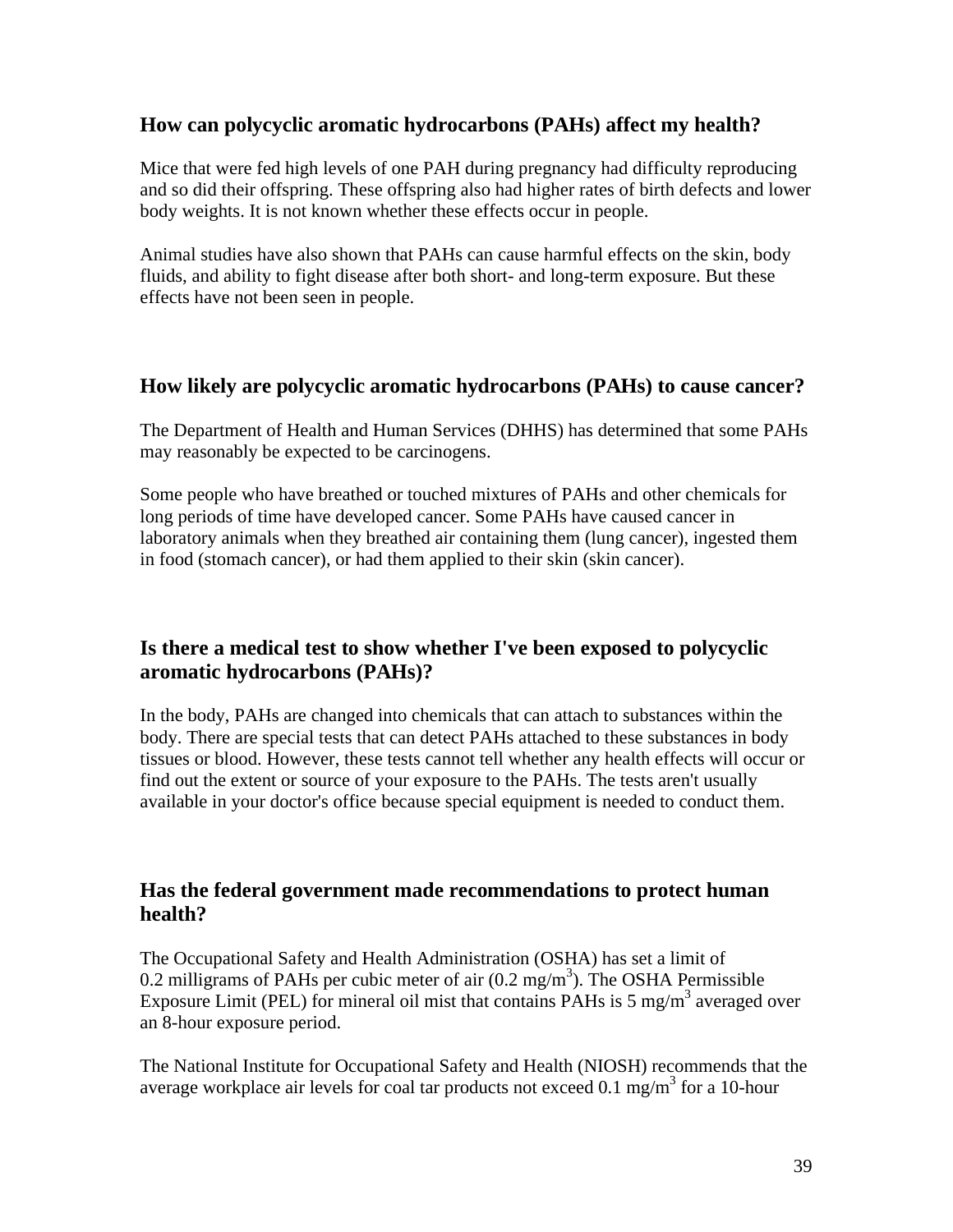## How can polycyclic aromatic hydrocarbons (PAHs) affect my health?

Mice that were fed high levels of one PAH during pregnancy had difficulty reproducing and so did their offspring. These offspring also had higher rates of birth defects and lower body weights. It is not known whether these effects occur in people.

Animal studies have also shown that PAHs can cause harmful effects on the skin, body fluids, and ability to fight disease after both short- and long-term exposure. But these effects have not been seen in people.

## How likely are polycyclic aromatic hydrocarbons (PAHs) to cause cancer?

The Department of Health and Human Services (DHHS) has determined that some PAHs may reasonably be expected to be carcinogens.

Some people who have breathed or touched mixtures of PAHs and other chemicals for long periods of time have developed cancer. Some PAHs have caused cancer in laboratory animals when they breathed air containing them (lung cancer), ingested them in food (stomach cancer), or had them applied to their skin (skin cancer).

## Is there a medical test to show whether I've been exposed to polycyclic aromatic hydrocarbons (PAHs)?

In the body, PAHs are changed into chemicals that can attach to substances within the body. There are special tests that can detect PAHs attached to these substances in body tissues or blood. However, these tests cannot tell whether any health effects will occur or find out the extent or source of your exposure to the PAHs. The tests aren't usually available in your doctor's office because special equipment is needed to conduct them.

## Has the federal government made recommendations to protect human health?

The Occupational Safety and Health Administration (OSHA) has set a limit of 0.2 milligrams of PAHs per cubic meter of air (0.2 $mg/m^3$). The OSHA Permissible Exposure Limit (PEL) for mineral oil mist that contains PAHs is 5 $mg/m^3$ averaged over an 8-hour exposure period.

The National Institute for Occupational Safety and Health (NIOSH) recommends that the average workplace air levels for coal tar products not exceed 0.1 $mg/m^3$ for a 10-hour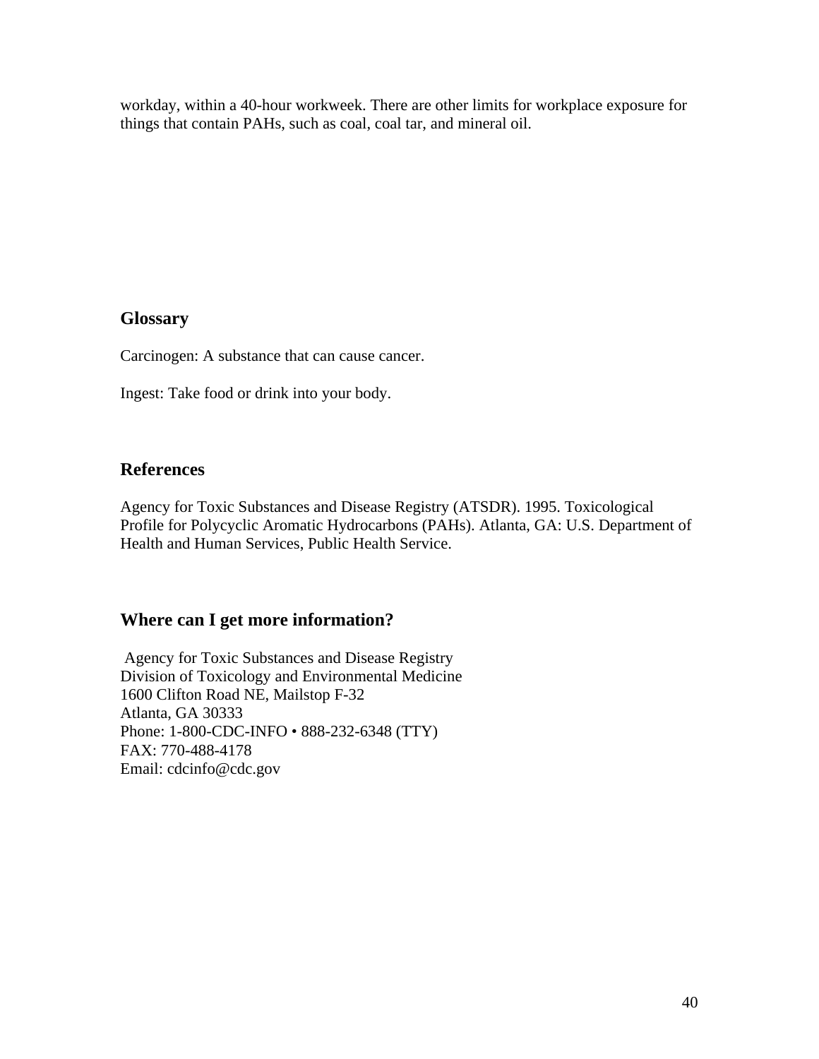workday, within a 40-hour workweek. There are other limits for workplace exposure for things that contain PAHs, such as coal, coal tar, and mineral oil.

## Glossary

Carcinogen: A substance that can cause cancer.

Ingest: Take food or drink into your body.

## References

Agency for Toxic Substances and Disease Registry (ATSDR). 1995. Toxicological Profile for Polycyclic Aromatic Hydrocarbons (PAHs). Atlanta, GA: U.S. Department of Health and Human Services, Public Health Service.

## Where can I get more information?

Agency for Toxic Substances and Disease Registry  
Division of Toxicology and Environmental Medicine  
1600 Clifton Road NE, Mailstop F-32  
Atlanta, GA 30333  
Phone: 1-800-CDC-INFO • 888-232-6348 (TTY)  
FAX: 770-488-4178  
Email: cdcinfo@cdc.gov